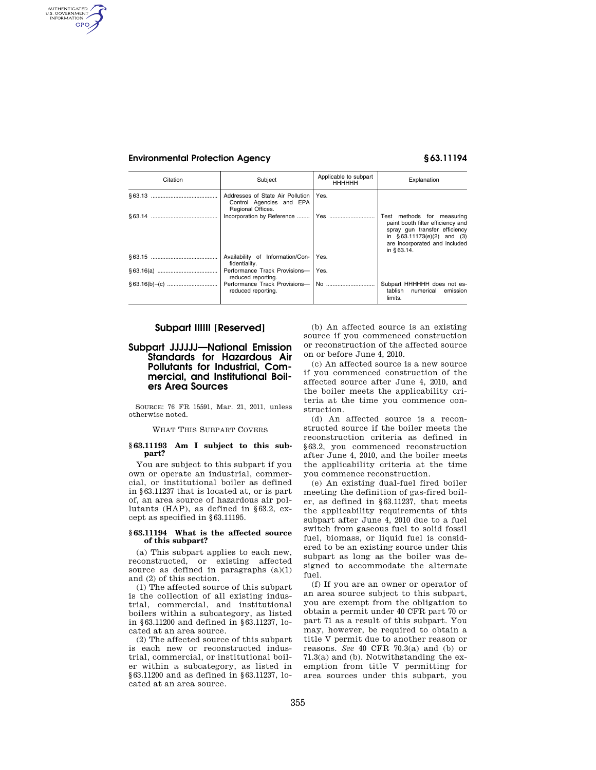| Citation | Subject | Applicable to subpart HHHHHH | Explanation |
|---|---|---|---|
| §63.13 | Addresses of State Air Pollution Control Agencies and EPA Regional Offices. | Yes. | |
| §63.14 | Incorporation by Reference | Yes | Test methods for measuring paint booth filter efficiency and spray gun transfer efficiency in §63.11173(e)(2) and (3) are incorporated and included in §63.14. |
| §63.15 | Availability of Information/Confidentiality. | Yes. | |
| §63.16(a) | Performance Track Provisions—reduced reporting. | Yes. | |
| §63.16(b)–(c) | Performance Track Provisions—reduced reporting. | No | Subpart HHHHHH does not establish numerical emission limits. |

## Subpart IIIIII [Reserved]

## Subpart JJJJJJ—National Emission Standards for Hazardous Air Pollutants for Industrial, Commercial, and Institutional Boilers Area Sources

SOURCE: 76 FR 15591, Mar. 21, 2011, unless otherwise noted.

WHAT THIS SUBPART COVERS

### §63.11193 Am I subject to this subpart?

You are subject to this subpart if you own or operate an industrial, commercial, or institutional boiler as defined in §63.11237 that is located at, or is part of, an area source of hazardous air pollutants (HAP), as defined in §63.2, except as specified in §63.11195.

### §63.11194 What is the affected source of this subpart?

(a) This subpart applies to each new, reconstructed, or existing affected source as defined in paragraphs (a)(1) and (2) of this section.

(1) The affected source of this subpart is the collection of all existing industrial, commercial, and institutional boilers within a subcategory, as listed in §63.11200 and defined in §63.11237, located at an area source.

(2) The affected source of this subpart is each new or reconstructed industrial, commercial, or institutional boiler within a subcategory, as listed in §63.11200 and as defined in §63.11237, located at an area source.

(b) An affected source is an existing source if you commenced construction or reconstruction of the affected source on or before June 4, 2010.

(c) An affected source is a new source if you commenced construction of the affected source after June 4, 2010, and the boiler meets the applicability criteria at the time you commence construction.

(d) An affected source is a reconstructed source if the boiler meets the reconstruction criteria as defined in §63.2, you commenced reconstruction after June 4, 2010, and the boiler meets the applicability criteria at the time you commence reconstruction.

(e) An existing dual-fuel fired boiler meeting the definition of gas-fired boiler, as defined in §63.11237, that meets the applicability requirements of this subpart after June 4, 2010 due to a fuel switch from gaseous fuel to solid fossil fuel, biomass, or liquid fuel is considered to be an existing source under this subpart as long as the boiler was designed to accommodate the alternate fuel.

(f) If you are an owner or operator of an area source subject to this subpart, you are exempt from the obligation to obtain a permit under 40 CFR part 70 or part 71 as a result of this subpart. You may, however, be required to obtain a title V permit due to another reason or reasons. *See* 40 CFR 70.3(a) and (b) or 71.3(a) and (b). Notwithstanding the exemption from title V permitting for area sources under this subpart, you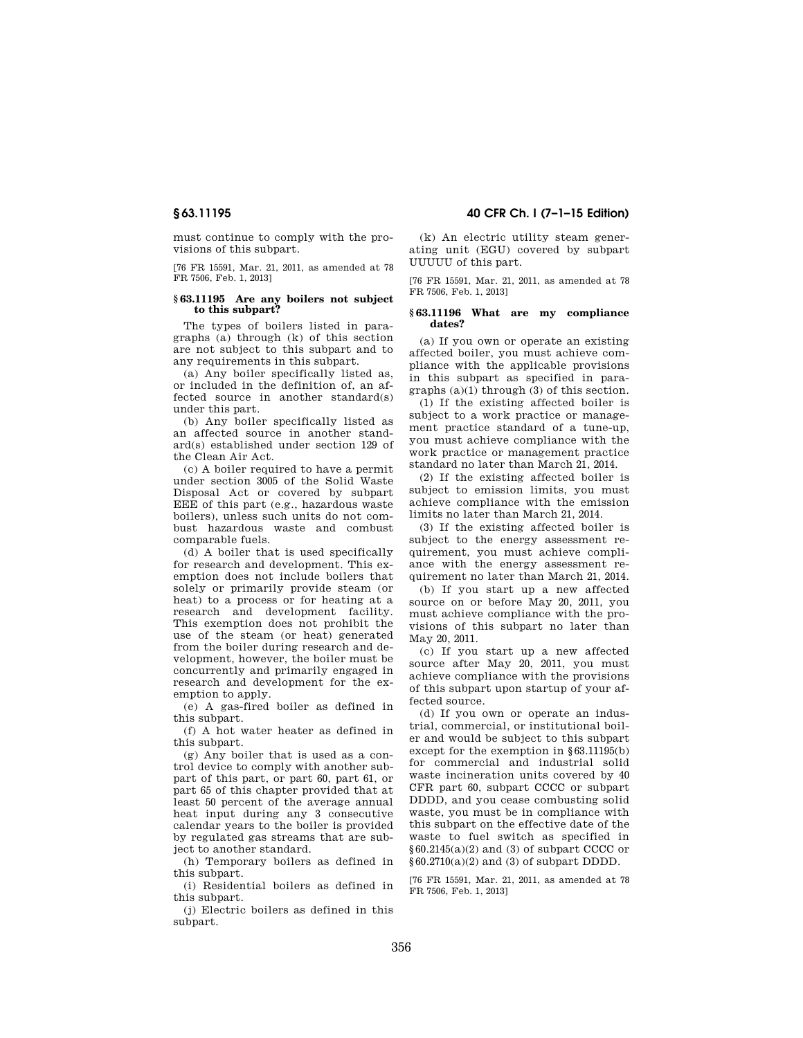must continue to comply with the provisions of this subpart.

[76 FR 15591, Mar. 21, 2011, as amended at 78 FR 7506, Feb. 1, 2013]

### § 63.11195 Are any boilers not subject to this subpart?

The types of boilers listed in paragraphs (a) through (k) of this section are not subject to this subpart and to any requirements in this subpart.

(a) Any boiler specifically listed as, or included in the definition of, an affected source in another standard(s) under this part.

(b) Any boiler specifically listed as an affected source in another standard(s) established under section 129 of the Clean Air Act.

(c) A boiler required to have a permit under section 3005 of the Solid Waste Disposal Act or covered by subpart EEE of this part (e.g., hazardous waste boilers), unless such units do not combust hazardous waste and combust comparable fuels.

(d) A boiler that is used specifically for research and development. This exemption does not include boilers that solely or primarily provide steam (or heat) to a process or for heating at a research and development facility. This exemption does not prohibit the use of the steam (or heat) generated from the boiler during research and development, however, the boiler must be concurrently and primarily engaged in research and development for the exemption to apply.

(e) A gas-fired boiler as defined in this subpart.

(f) A hot water heater as defined in this subpart.

(g) Any boiler that is used as a control device to comply with another subpart of this part, or part 60, part 61, or part 65 of this chapter provided that at least 50 percent of the average annual heat input during any 3 consecutive calendar years to the boiler is provided by regulated gas streams that are subject to another standard.

(h) Temporary boilers as defined in this subpart.

(i) Residential boilers as defined in this subpart.

(j) Electric boilers as defined in this subpart.

(k) An electric utility steam generating unit (EGU) covered by subpart UUUUU of this part.

[76 FR 15591, Mar. 21, 2011, as amended at 78 FR 7506, Feb. 1, 2013]

### § 63.11196 What are my compliance dates?

(a) If you own or operate an existing affected boiler, you must achieve compliance with the applicable provisions in this subpart as specified in paragraphs (a)(1) through (3) of this section.

(1) If the existing affected boiler is subject to a work practice or management practice standard of a tune-up, you must achieve compliance with the work practice or management practice standard no later than March 21, 2014.

(2) If the existing affected boiler is subject to emission limits, you must achieve compliance with the emission limits no later than March 21, 2014.

(3) If the existing affected boiler is subject to the energy assessment requirement, you must achieve compliance with the energy assessment requirement no later than March 21, 2014.

(b) If you start up a new affected source on or before May 20, 2011, you must achieve compliance with the provisions of this subpart no later than May 20, 2011.

(c) If you start up a new affected source after May 20, 2011, you must achieve compliance with the provisions of this subpart upon startup of your affected source.

(d) If you own or operate an industrial, commercial, or institutional boiler and would be subject to this subpart except for the exemption in §63.11195(b) for commercial and industrial solid waste incineration units covered by 40 CFR part 60, subpart CCCC or subpart DDDD, and you cease combusting solid waste, you must be in compliance with this subpart on the effective date of the waste to fuel switch as specified in §60.2145(a)(2) and (3) of subpart CCCC or §60.2710(a)(2) and (3) of subpart DDDD.

[76 FR 15591, Mar. 21, 2011, as amended at 78 FR 7506, Feb. 1, 2013]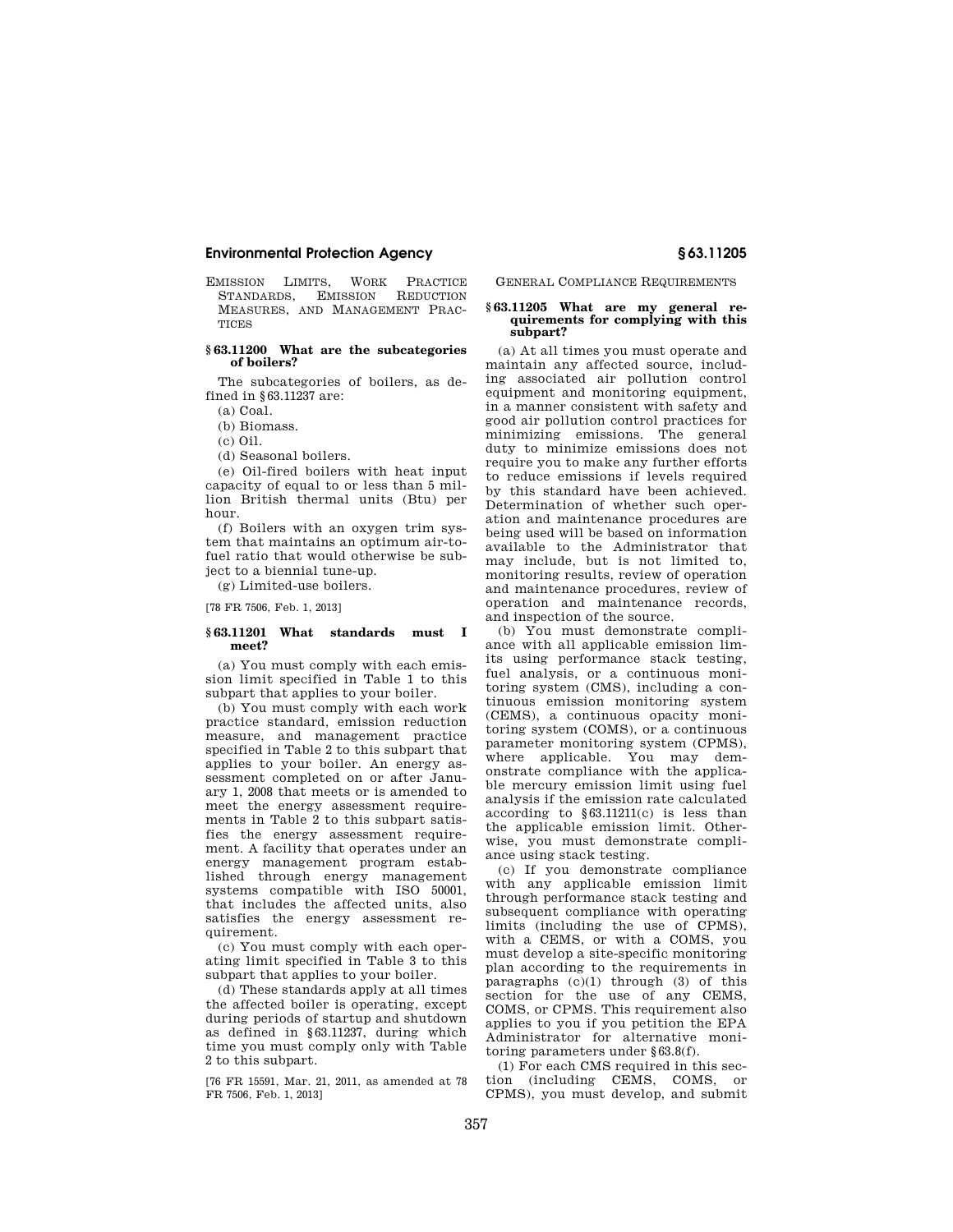EMISSION LIMITS, WORK PRACTICE STANDARDS, EMISSION REDUCTION MEASURES, AND MANAGEMENT PRACTICES

### § 63.11200 What are the subcategories of boilers?

The subcategories of boilers, as defined in §63.11237 are:

(a) Coal.

(b) Biomass.

(c) Oil.

(d) Seasonal boilers.

(e) Oil-fired boilers with heat input capacity of equal to or less than 5 million British thermal units (Btu) per hour.

(f) Boilers with an oxygen trim system that maintains an optimum air-to-fuel ratio that would otherwise be subject to a biennial tune-up.

(g) Limited-use boilers.

[78 FR 7506, Feb. 1, 2013]

### § 63.11201 What standards must I meet?

(a) You must comply with each emission limit specified in Table 1 to this subpart that applies to your boiler.

(b) You must comply with each work practice standard, emission reduction measure, and management practice specified in Table 2 to this subpart that applies to your boiler. An energy assessment completed on or after January 1, 2008 that meets or is amended to meet the energy assessment requirements in Table 2 to this subpart satisfies the energy assessment requirement. A facility that operates under an energy management program established through energy management systems compatible with ISO 50001, that includes the affected units, also satisfies the energy assessment requirement.

(c) You must comply with each operating limit specified in Table 3 to this subpart that applies to your boiler.

(d) These standards apply at all times the affected boiler is operating, except during periods of startup and shutdown as defined in §63.11237, during which time you must comply only with Table 2 to this subpart.

[76 FR 15591, Mar. 21, 2011, as amended at 78 FR 7506, Feb. 1, 2013]

GENERAL COMPLIANCE REQUIREMENTS

### § 63.11205 What are my general requirements for complying with this subpart?

(a) At all times you must operate and maintain any affected source, including associated air pollution control equipment and monitoring equipment, in a manner consistent with safety and good air pollution control practices for minimizing emissions. The general duty to minimize emissions does not require you to make any further efforts to reduce emissions if levels required by this standard have been achieved. Determination of whether such operation and maintenance procedures are being used will be based on information available to the Administrator that may include, but is not limited to, monitoring results, review of operation and maintenance procedures, review of operation and maintenance records, and inspection of the source.

(b) You must demonstrate compliance with all applicable emission limits using performance stack testing, fuel analysis, or a continuous monitoring system (CMS), including a continuous emission monitoring system (CEMS), a continuous opacity monitoring system (COMS), or a continuous parameter monitoring system (CPMS), where applicable. You may demonstrate compliance with the applicable mercury emission limit using fuel analysis if the emission rate calculated according to §63.11211(c) is less than the applicable emission limit. Otherwise, you must demonstrate compliance using stack testing.

(c) If you demonstrate compliance with any applicable emission limit through performance stack testing and subsequent compliance with operating limits (including the use of CPMS), with a CEMS, or with a COMS, you must develop a site-specific monitoring plan according to the requirements in paragraphs (c)(1) through (3) of this section for the use of any CEMS, COMS, or CPMS. This requirement also applies to you if you petition the EPA Administrator for alternative monitoring parameters under §63.8(f).

(1) For each CMS required in this section (including CEMS, COMS, or CPMS), you must develop, and submit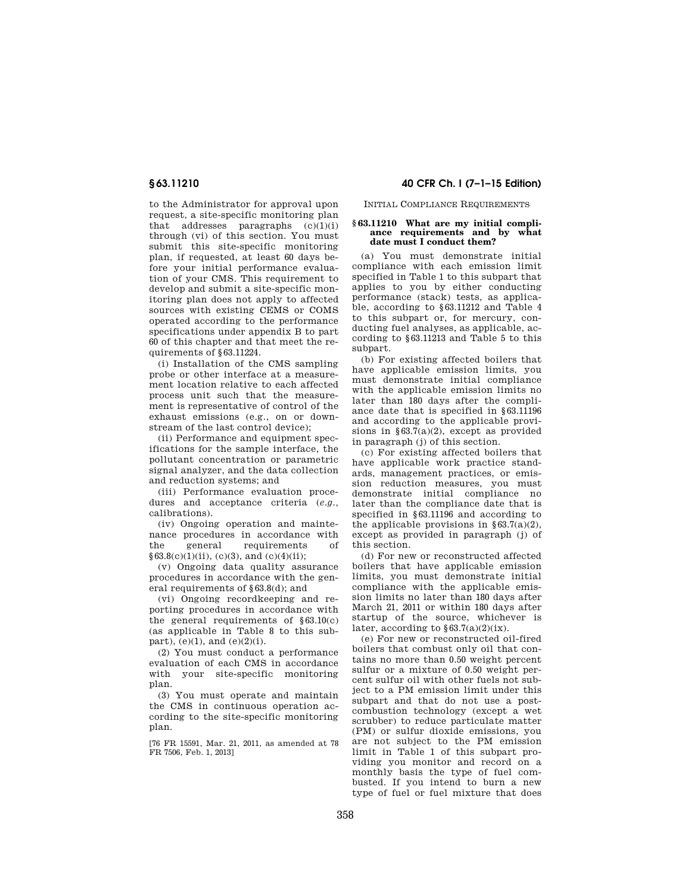to the Administrator for approval upon request, a site-specific monitoring plan that addresses paragraphs (c)(1)(i) through (vi) of this section. You must submit this site-specific monitoring plan, if requested, at least 60 days before your initial performance evaluation of your CMS. This requirement to develop and submit a site-specific monitoring plan does not apply to affected sources with existing CEMS or COMS operated according to the performance specifications under appendix B to part 60 of this chapter and that meet the requirements of §63.11224.

(i) Installation of the CMS sampling probe or other interface at a measurement location relative to each affected process unit such that the measurement is representative of control of the exhaust emissions (e.g., on or downstream of the last control device);

(ii) Performance and equipment specifications for the sample interface, the pollutant concentration or parametric signal analyzer, and the data collection and reduction systems; and

(iii) Performance evaluation procedures and acceptance criteria (*e.g.*, calibrations).

(iv) Ongoing operation and maintenance procedures in accordance with the general requirements of §63.8(c)(1)(ii), (c)(3), and (c)(4)(ii);

(v) Ongoing data quality assurance procedures in accordance with the general requirements of §63.8(d); and

(vi) Ongoing recordkeeping and reporting procedures in accordance with the general requirements of §63.10(c) (as applicable in Table 8 to this subpart), (e)(1), and (e)(2)(i).

(2) You must conduct a performance evaluation of each CMS in accordance with your site-specific monitoring plan.

(3) You must operate and maintain the CMS in continuous operation according to the site-specific monitoring plan.

[76 FR 15591, Mar. 21, 2011, as amended at 78 FR 7506, Feb. 1, 2013]

INITIAL COMPLIANCE REQUIREMENTS

### §63.11210 What are my initial compliance requirements and by what date must I conduct them?

(a) You must demonstrate initial compliance with each emission limit specified in Table 1 to this subpart that applies to you by either conducting performance (stack) tests, as applicable, according to §63.11212 and Table 4 to this subpart or, for mercury, conducting fuel analyses, as applicable, according to §63.11213 and Table 5 to this subpart.

(b) For existing affected boilers that have applicable emission limits, you must demonstrate initial compliance with the applicable emission limits no later than 180 days after the compliance date that is specified in §63.11196 and according to the applicable provisions in §63.7(a)(2), except as provided in paragraph (j) of this section.

(c) For existing affected boilers that have applicable work practice standards, management practices, or emission reduction measures, you must demonstrate initial compliance no later than the compliance date that is specified in §63.11196 and according to the applicable provisions in §63.7(a)(2), except as provided in paragraph (j) of this section.

(d) For new or reconstructed affected boilers that have applicable emission limits, you must demonstrate initial compliance with the applicable emission limits no later than 180 days after March 21, 2011 or within 180 days after startup of the source, whichever is later, according to §63.7(a)(2)(ix).

(e) For new or reconstructed oil-fired boilers that combust only oil that contains no more than 0.50 weight percent sulfur or a mixture of 0.50 weight percent sulfur oil with other fuels not subject to a PM emission limit under this subpart and that do not use a post-combustion technology (except a wet scrubber) to reduce particulate matter (PM) or sulfur dioxide emissions, you are not subject to the PM emission limit in Table 1 of this subpart providing you monitor and record on a monthly basis the type of fuel combusted. If you intend to burn a new type of fuel or fuel mixture that does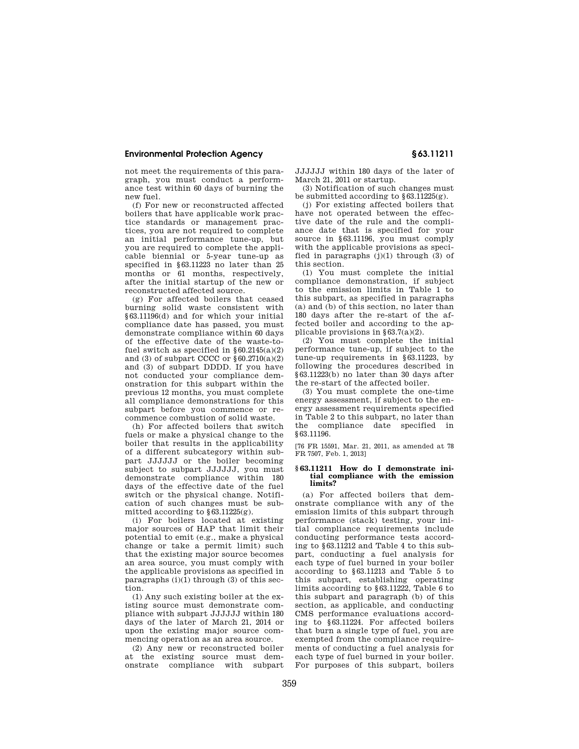not meet the requirements of this paragraph, you must conduct a performance test within 60 days of burning the new fuel.

(f) For new or reconstructed affected boilers that have applicable work practice standards or management practices, you are not required to complete an initial performance tune-up, but you are required to complete the applicable biennial or 5-year tune-up as specified in §63.11223 no later than 25 months or 61 months, respectively, after the initial startup of the new or reconstructed affected source.

(g) For affected boilers that ceased burning solid waste consistent with §63.11196(d) and for which your initial compliance date has passed, you must demonstrate compliance within 60 days of the effective date of the waste-to-fuel switch as specified in §60.2145(a)(2) and (3) of subpart CCCC or §60.2710(a)(2) and (3) of subpart DDDD. If you have not conducted your compliance demonstration for this subpart within the previous 12 months, you must complete all compliance demonstrations for this subpart before you commence or recommence combustion of solid waste.

(h) For affected boilers that switch fuels or make a physical change to the boiler that results in the applicability of a different subcategory within subpart JJJJJJ or the boiler becoming subject to subpart JJJJJJ, you must demonstrate compliance within 180 days of the effective date of the fuel switch or the physical change. Notification of such changes must be submitted according to §63.11225(g).

(i) For boilers located at existing major sources of HAP that limit their potential to emit (e.g., make a physical change or take a permit limit) such that the existing major source becomes an area source, you must comply with the applicable provisions as specified in paragraphs (i)(1) through (3) of this section.

(1) Any such existing boiler at the existing source must demonstrate compliance with subpart JJJJJJ within 180 days of the later of March 21, 2014 or upon the existing major source commencing operation as an area source.

(2) Any new or reconstructed boiler at the existing source must demonstrate compliance with subpart JJJJJJ within 180 days of the later of March 21, 2011 or startup.

(3) Notification of such changes must be submitted according to §63.11225(g).

(j) For existing affected boilers that have not operated between the effective date of the rule and the compliance date that is specified for your source in §63.11196, you must comply with the applicable provisions as specified in paragraphs (j)(1) through (3) of this section.

(1) You must complete the initial compliance demonstration, if subject to the emission limits in Table 1 to this subpart, as specified in paragraphs (a) and (b) of this section, no later than 180 days after the re-start of the affected boiler and according to the applicable provisions in §63.7(a)(2).

(2) You must complete the initial performance tune-up, if subject to the tune-up requirements in §63.11223, by following the procedures described in §63.11223(b) no later than 30 days after the re-start of the affected boiler.

(3) You must complete the one-time energy assessment, if subject to the energy assessment requirements specified in Table 2 to this subpart, no later than the compliance date specified in §63.11196.

[76 FR 15591, Mar. 21, 2011, as amended at 78 FR 7507, Feb. 1, 2013]

### §63.11211 How do I demonstrate initial compliance with the emission limits?

(a) For affected boilers that demonstrate compliance with any of the emission limits of this subpart through performance (stack) testing, your initial compliance requirements include conducting performance tests according to §63.11212 and Table 4 to this subpart, conducting a fuel analysis for each type of fuel burned in your boiler according to §63.11213 and Table 5 to this subpart, establishing operating limits according to §63.11222, Table 6 to this subpart and paragraph (b) of this section, as applicable, and conducting CMS performance evaluations according to §63.11224. For affected boilers that burn a single type of fuel, you are exempted from the compliance requirements of conducting a fuel analysis for each type of fuel burned in your boiler. For purposes of this subpart, boilers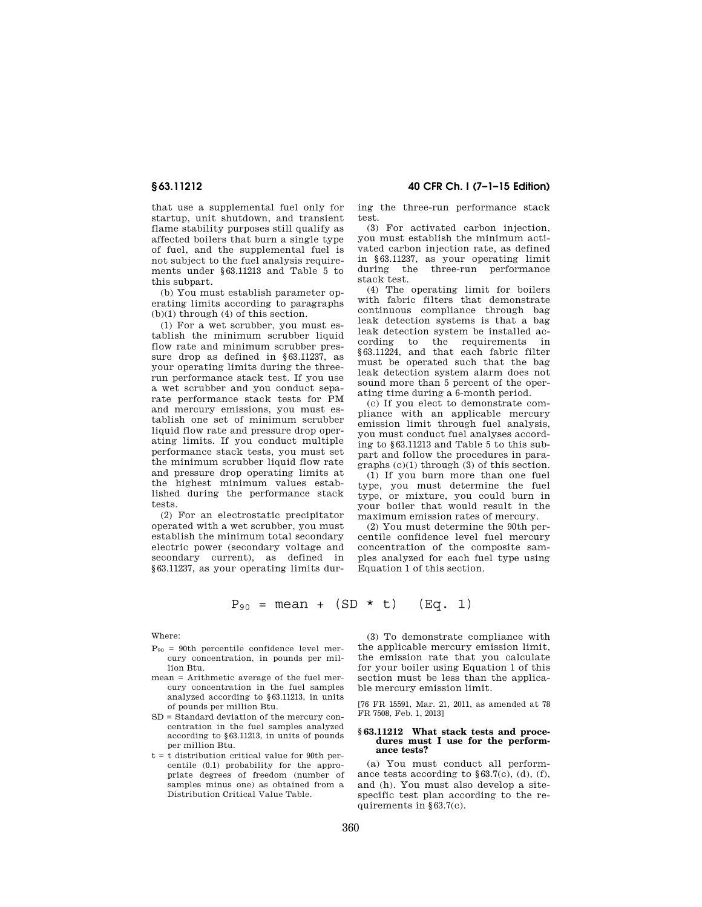that use a supplemental fuel only for startup, unit shutdown, and transient flame stability purposes still qualify as affected boilers that burn a single type of fuel, and the supplemental fuel is not subject to the fuel analysis requirements under §63.11213 and Table 5 to this subpart.

(b) You must establish parameter operating limits according to paragraphs (b)(1) through (4) of this section.

(1) For a wet scrubber, you must establish the minimum scrubber liquid flow rate and minimum scrubber pressure drop as defined in §63.11237, as your operating limits during the three-run performance stack test. If you use a wet scrubber and you conduct separate performance stack tests for PM and mercury emissions, you must establish one set of minimum scrubber liquid flow rate and pressure drop operating limits. If you conduct multiple performance stack tests, you must set the minimum scrubber liquid flow rate and pressure drop operating limits at the highest minimum values established during the performance stack tests.

(2) For an electrostatic precipitator operated with a wet scrubber, you must establish the minimum total secondary electric power (secondary voltage and secondary current), as defined in §63.11237, as your operating limits during the three-run performance stack test.

(3) For activated carbon injection, you must establish the minimum activated carbon injection rate, as defined in §63.11237, as your operating limit during the three-run performance stack test.

(4) The operating limit for boilers with fabric filters that demonstrate continuous compliance through bag leak detection systems is that a bag leak detection system be installed according to the requirements in §63.11224, and that each fabric filter must be operated such that the bag leak detection system alarm does not sound more than 5 percent of the operating time during a 6-month period.

(c) If you elect to demonstrate compliance with an applicable mercury emission limit through fuel analysis, you must conduct fuel analyses according to §63.11213 and Table 5 to this subpart and follow the procedures in paragraphs (c)(1) through (3) of this section.

(1) If you burn more than one fuel type, you must determine the fuel type, or mixture, you could burn in your boiler that would result in the maximum emission rates of mercury.

(2) You must determine the 90th percentile confidence level fuel mercury concentration of the composite samples analyzed for each fuel type using Equation 1 of this section.

$$P_{90} = \text{mean} + (SD * t) \quad \text{(Eq. 1)}$$

Where:

- $P_{90}$ = 90th percentile confidence level mercury concentration, in pounds per million Btu.
- mean = Arithmetic average of the fuel mercury concentration in the fuel samples analyzed according to §63.11213, in units of pounds per million Btu.
- SD = Standard deviation of the mercury concentration in the fuel samples analyzed according to §63.11213, in units of pounds per million Btu.
- t = t distribution critical value for 90th percentile (0.1) probability for the appropriate degrees of freedom (number of samples minus one) as obtained from a Distribution Critical Value Table.

(3) To demonstrate compliance with the applicable mercury emission limit, the emission rate that you calculate for your boiler using Equation 1 of this section must be less than the applicable mercury emission limit.

[76 FR 15591, Mar. 21, 2011, as amended at 78 FR 7508, Feb. 1, 2013]

### §63.11212 What stack tests and procedures must I use for the performance tests?

(a) You must conduct all performance tests according to §63.7(c), (d), (f), and (h). You must also develop a site-specific test plan according to the requirements in §63.7(c).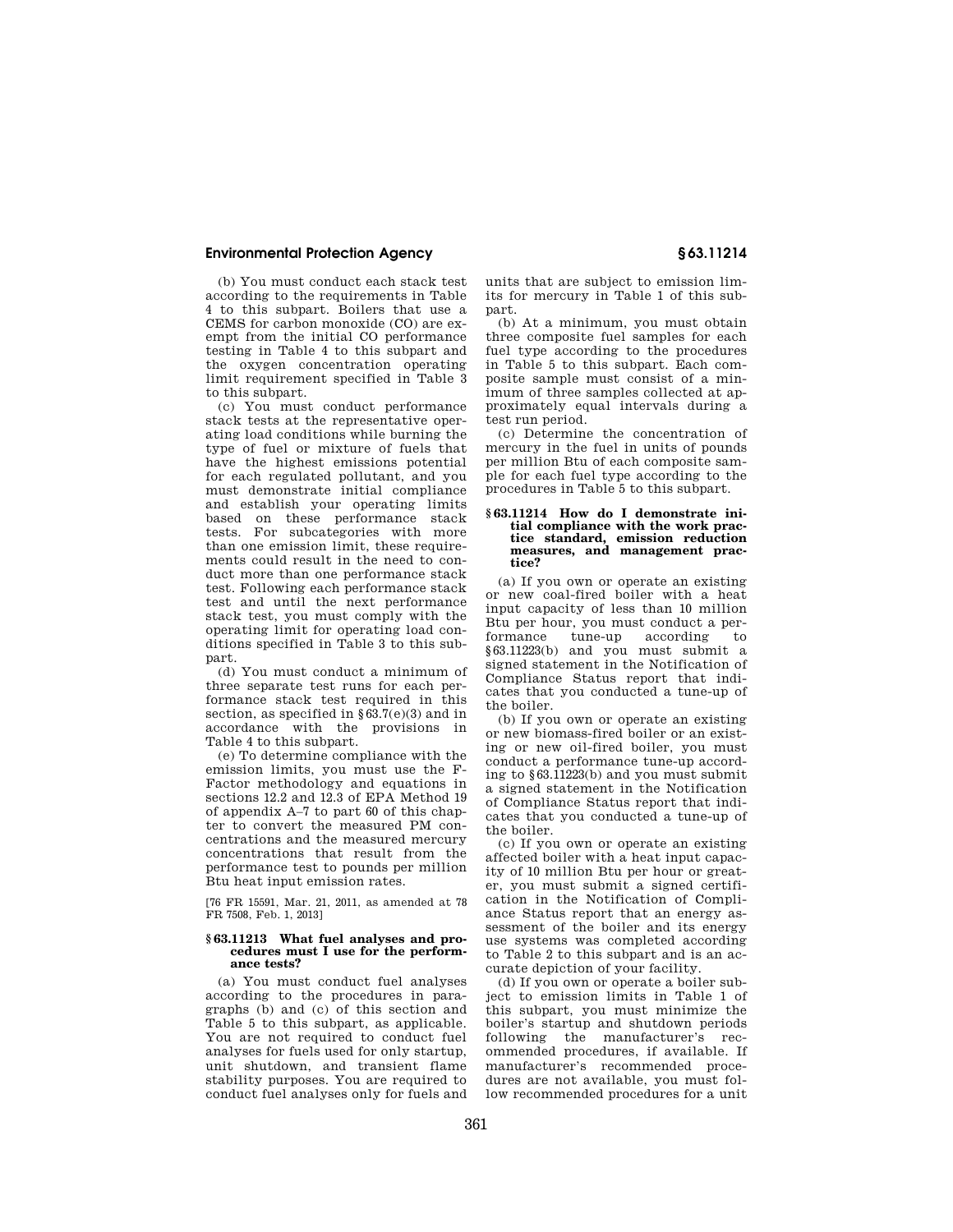(b) You must conduct each stack test according to the requirements in Table 4 to this subpart. Boilers that use a CEMS for carbon monoxide (CO) are exempt from the initial CO performance testing in Table 4 to this subpart and the oxygen concentration operating limit requirement specified in Table 3 to this subpart.

(c) You must conduct performance stack tests at the representative operating load conditions while burning the type of fuel or mixture of fuels that have the highest emissions potential for each regulated pollutant, and you must demonstrate initial compliance and establish your operating limits based on these performance stack tests. For subcategories with more than one emission limit, these requirements could result in the need to conduct more than one performance stack test. Following each performance stack test and until the next performance stack test, you must comply with the operating limit for operating load conditions specified in Table 3 to this subpart.

(d) You must conduct a minimum of three separate test runs for each performance stack test required in this section, as specified in §63.7(e)(3) and in accordance with the provisions in Table 4 to this subpart.

(e) To determine compliance with the emission limits, you must use the F-Factor methodology and equations in sections 12.2 and 12.3 of EPA Method 19 of appendix A–7 to part 60 of this chapter to convert the measured PM concentrations and the measured mercury concentrations that result from the performance test to pounds per million Btu heat input emission rates.

[76 FR 15591, Mar. 21, 2011, as amended at 78 FR 7508, Feb. 1, 2013]

### §63.11213 What fuel analyses and procedures must I use for the performance tests?

(a) You must conduct fuel analyses according to the procedures in paragraphs (b) and (c) of this section and Table 5 to this subpart, as applicable. You are not required to conduct fuel analyses for fuels used for only startup, unit shutdown, and transient flame stability purposes. You are required to conduct fuel analyses only for fuels and units that are subject to emission limits for mercury in Table 1 of this subpart.

(b) At a minimum, you must obtain three composite fuel samples for each fuel type according to the procedures in Table 5 to this subpart. Each composite sample must consist of a minimum of three samples collected at approximately equal intervals during a test run period.

(c) Determine the concentration of mercury in the fuel in units of pounds per million Btu of each composite sample for each fuel type according to the procedures in Table 5 to this subpart.

### §63.11214 How do I demonstrate initial compliance with the work practice standard, emission reduction measures, and management practice?

(a) If you own or operate an existing or new coal-fired boiler with a heat input capacity of less than 10 million Btu per hour, you must conduct a performance tune-up according to §63.11223(b) and you must submit a signed statement in the Notification of Compliance Status report that indicates that you conducted a tune-up of the boiler.

(b) If you own or operate an existing or new biomass-fired boiler or an existing or new oil-fired boiler, you must conduct a performance tune-up according to §63.11223(b) and you must submit a signed statement in the Notification of Compliance Status report that indicates that you conducted a tune-up of the boiler.

(c) If you own or operate an existing affected boiler with a heat input capacity of 10 million Btu per hour or greater, you must submit a signed certification in the Notification of Compliance Status report that an energy assessment of the boiler and its energy use systems was completed according to Table 2 to this subpart and is an accurate depiction of your facility.

(d) If you own or operate a boiler subject to emission limits in Table 1 of this subpart, you must minimize the boiler's startup and shutdown periods following the manufacturer's recommended procedures, if available. If manufacturer's recommended procedures are not available, you must follow recommended procedures for a unit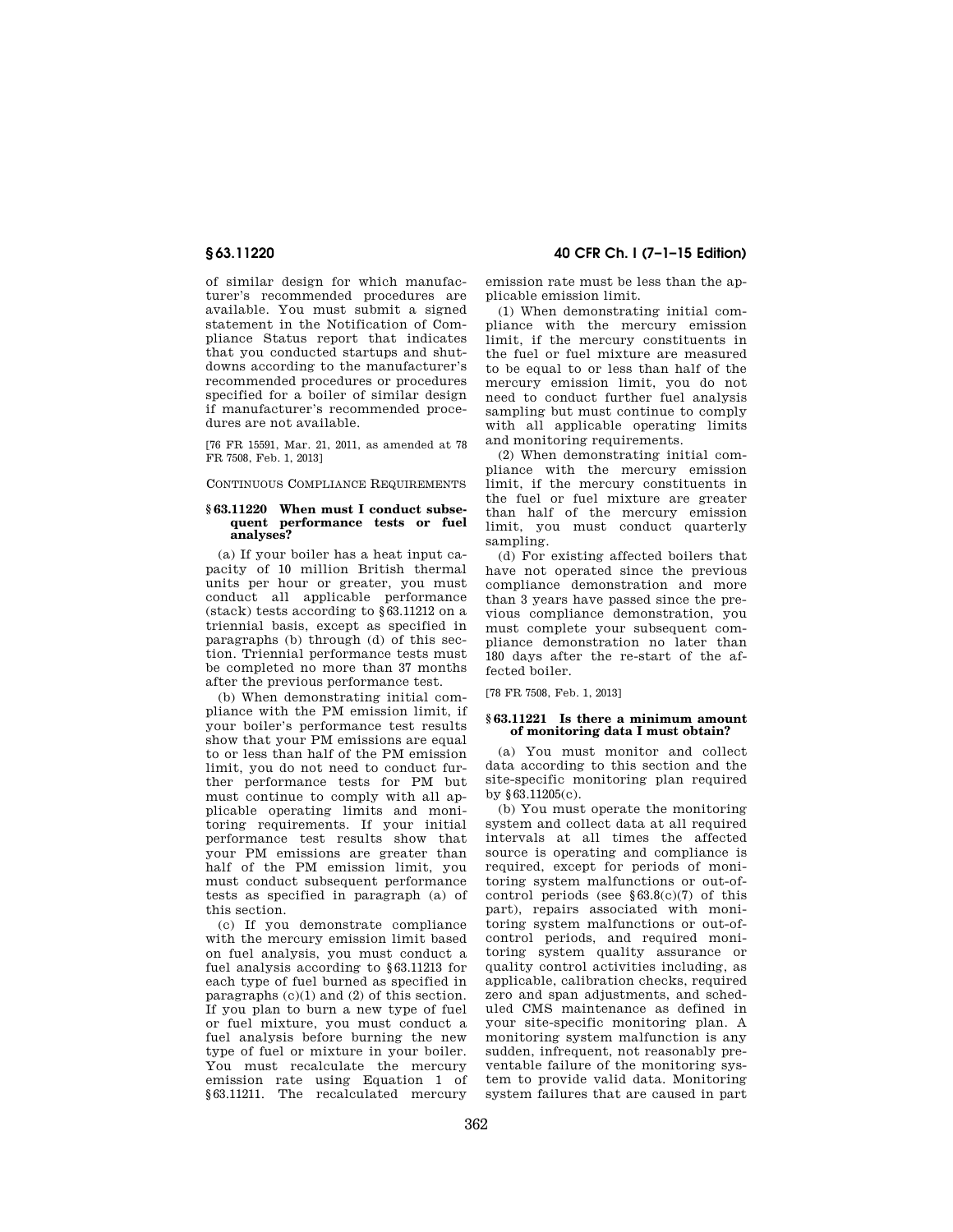of similar design for which manufacturer's recommended procedures are available. You must submit a signed statement in the Notification of Compliance Status report that indicates that you conducted startups and shutdowns according to the manufacturer's recommended procedures or procedures specified for a boiler of similar design if manufacturer's recommended procedures are not available.

[76 FR 15591, Mar. 21, 2011, as amended at 78 FR 7508, Feb. 1, 2013]

CONTINUOUS COMPLIANCE REQUIREMENTS

### § 63.11220 When must I conduct subsequent performance tests or fuel analyses?

(a) If your boiler has a heat input capacity of 10 million British thermal units per hour or greater, you must conduct all applicable performance (stack) tests according to §63.11212 on a triennial basis, except as specified in paragraphs (b) through (d) of this section. Triennial performance tests must be completed no more than 37 months after the previous performance test.

(b) When demonstrating initial compliance with the PM emission limit, if your boiler's performance test results show that your PM emissions are equal to or less than half of the PM emission limit, you do not need to conduct further performance tests for PM but must continue to comply with all applicable operating limits and monitoring requirements. If your initial performance test results show that your PM emissions are greater than half of the PM emission limit, you must conduct subsequent performance tests as specified in paragraph (a) of this section.

(c) If you demonstrate compliance with the mercury emission limit based on fuel analysis, you must conduct a fuel analysis according to §63.11213 for each type of fuel burned as specified in paragraphs (c)(1) and (2) of this section. If you plan to burn a new type of fuel or fuel mixture, you must conduct a fuel analysis before burning the new type of fuel or mixture in your boiler. You must recalculate the mercury emission rate using Equation 1 of §63.11211. The recalculated mercury emission rate must be less than the applicable emission limit.

(1) When demonstrating initial compliance with the mercury emission limit, if the mercury constituents in the fuel or fuel mixture are measured to be equal to or less than half of the mercury emission limit, you do not need to conduct further fuel analysis sampling but must continue to comply with all applicable operating limits and monitoring requirements.

(2) When demonstrating initial compliance with the mercury emission limit, if the mercury constituents in the fuel or fuel mixture are greater than half of the mercury emission limit, you must conduct quarterly sampling.

(d) For existing affected boilers that have not operated since the previous compliance demonstration and more than 3 years have passed since the previous compliance demonstration, you must complete your subsequent compliance demonstration no later than 180 days after the re-start of the affected boiler.

[78 FR 7508, Feb. 1, 2013]

### § 63.11221 Is there a minimum amount of monitoring data I must obtain?

(a) You must monitor and collect data according to this section and the site-specific monitoring plan required by §63.11205(c).

(b) You must operate the monitoring system and collect data at all required intervals at all times the affected source is operating and compliance is required, except for periods of monitoring system malfunctions or out-of-control periods (see §63.8(c)(7) of this part), repairs associated with monitoring system malfunctions or out-of-control periods, and required monitoring system quality assurance or quality control activities including, as applicable, calibration checks, required zero and span adjustments, and scheduled CMS maintenance as defined in your site-specific monitoring plan. A monitoring system malfunction is any sudden, infrequent, not reasonably preventable failure of the monitoring system to provide valid data. Monitoring system failures that are caused in part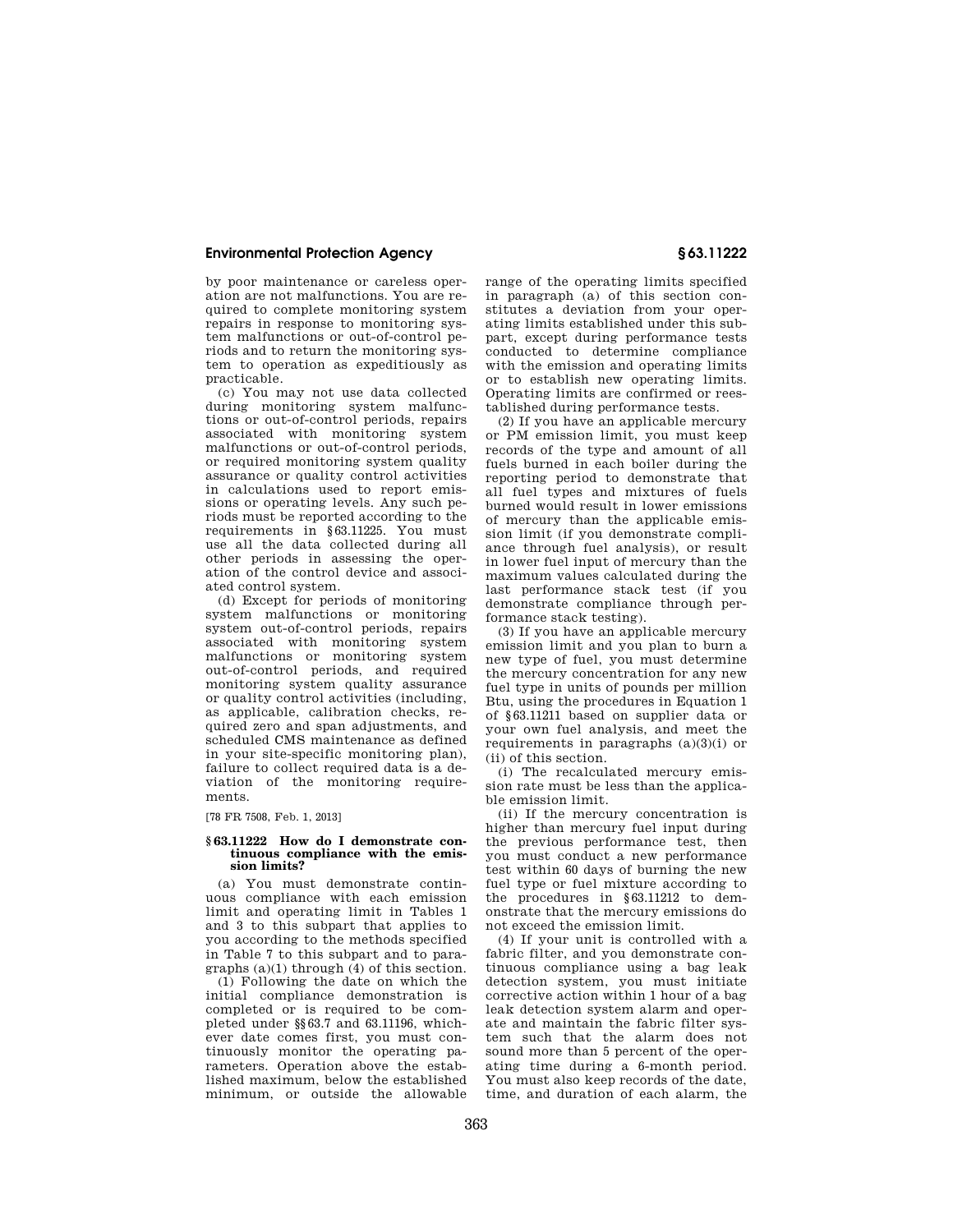by poor maintenance or careless operation are not malfunctions. You are required to complete monitoring system repairs in response to monitoring system malfunctions or out-of-control periods and to return the monitoring system to operation as expeditiously as practicable.

(c) You may not use data collected during monitoring system malfunctions or out-of-control periods, repairs associated with monitoring system malfunctions or out-of-control periods, or required monitoring system quality assurance or quality control activities in calculations used to report emissions or operating levels. Any such periods must be reported according to the requirements in §63.11225. You must use all the data collected during all other periods in assessing the operation of the control device and associated control system.

(d) Except for periods of monitoring system malfunctions or monitoring system out-of-control periods, repairs associated with monitoring system malfunctions or monitoring system out-of-control periods, and required monitoring system quality assurance or quality control activities (including, as applicable, calibration checks, required zero and span adjustments, and scheduled CMS maintenance as defined in your site-specific monitoring plan), failure to collect required data is a deviation of the monitoring requirements.

[78 FR 7508, Feb. 1, 2013]

### §63.11222 How do I demonstrate continuous compliance with the emission limits?

(a) You must demonstrate continuous compliance with each emission limit and operating limit in Tables 1 and 3 to this subpart that applies to you according to the methods specified in Table 7 to this subpart and to paragraphs (a)(1) through (4) of this section.

(1) Following the date on which the initial compliance demonstration is completed or is required to be completed under §§63.7 and 63.11196, whichever date comes first, you must continuously monitor the operating parameters. Operation above the established maximum, below the established minimum, or outside the allowable range of the operating limits specified in paragraph (a) of this section constitutes a deviation from your operating limits established under this subpart, except during performance tests conducted to determine compliance with the emission and operating limits or to establish new operating limits. Operating limits are confirmed or reestablished during performance tests.

(2) If you have an applicable mercury or PM emission limit, you must keep records of the type and amount of all fuels burned in each boiler during the reporting period to demonstrate that all fuel types and mixtures of fuels burned would result in lower emissions of mercury than the applicable emission limit (if you demonstrate compliance through fuel analysis), or result in lower fuel input of mercury than the maximum values calculated during the last performance stack test (if you demonstrate compliance through performance stack testing).

(3) If you have an applicable mercury emission limit and you plan to burn a new type of fuel, you must determine the mercury concentration for any new fuel type in units of pounds per million Btu, using the procedures in Equation 1 of §63.11211 based on supplier data or your own fuel analysis, and meet the requirements in paragraphs (a)(3)(i) or (ii) of this section.

(i) The recalculated mercury emission rate must be less than the applicable emission limit.

(ii) If the mercury concentration is higher than mercury fuel input during the previous performance test, then you must conduct a new performance test within 60 days of burning the new fuel type or fuel mixture according to the procedures in §63.11212 to demonstrate that the mercury emissions do not exceed the emission limit.

(4) If your unit is controlled with a fabric filter, and you demonstrate continuous compliance using a bag leak detection system, you must initiate corrective action within 1 hour of a bag leak detection system alarm and operate and maintain the fabric filter system such that the alarm does not sound more than 5 percent of the operating time during a 6-month period. You must also keep records of the date, time, and duration of each alarm, the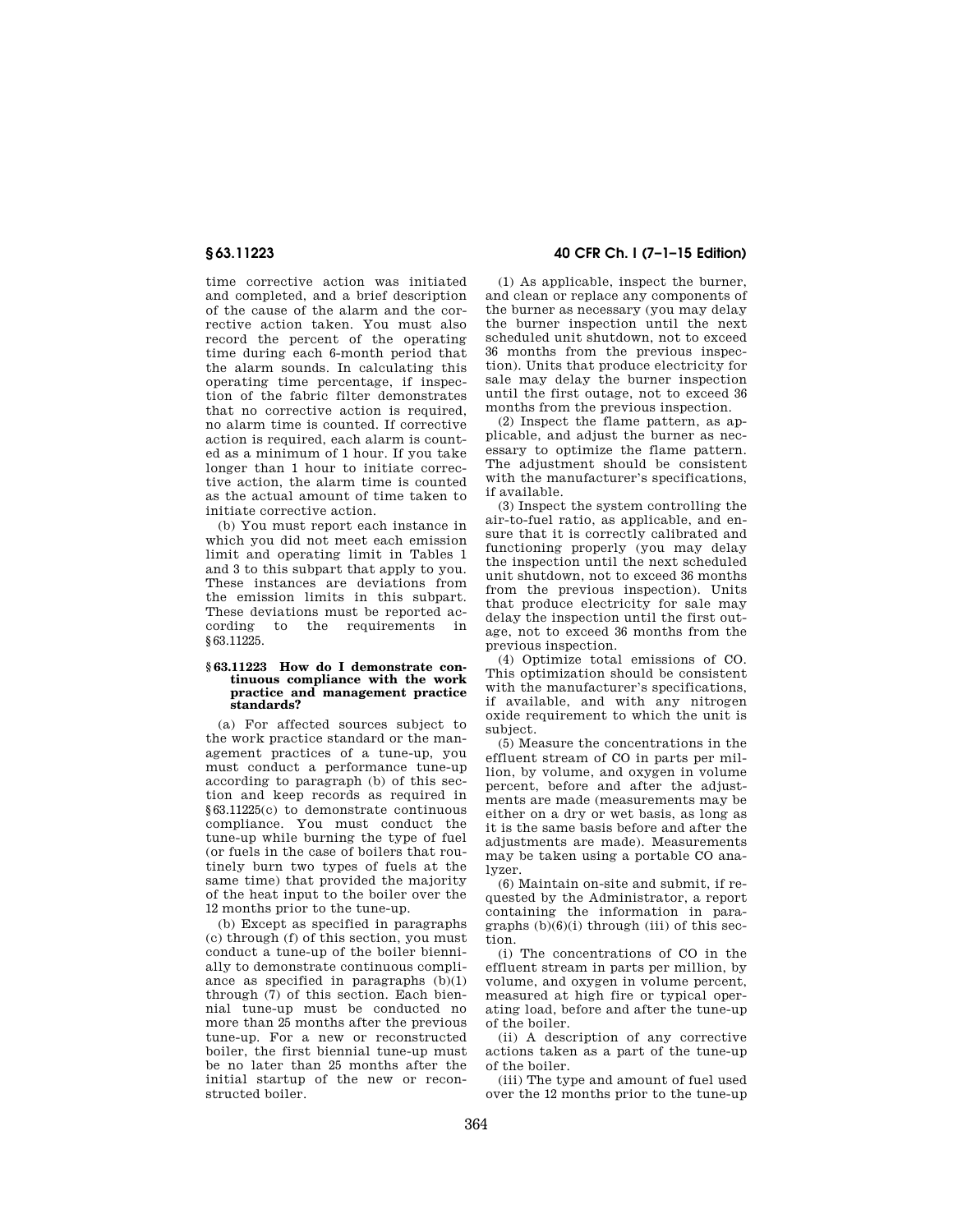time corrective action was initiated and completed, and a brief description of the cause of the alarm and the corrective action taken. You must also record the percent of the operating time during each 6-month period that the alarm sounds. In calculating this operating time percentage, if inspection of the fabric filter demonstrates that no corrective action is required, no alarm time is counted. If corrective action is required, each alarm is counted as a minimum of 1 hour. If you take longer than 1 hour to initiate corrective action, the alarm time is counted as the actual amount of time taken to initiate corrective action.

(b) You must report each instance in which you did not meet each emission limit and operating limit in Tables 1 and 3 to this subpart that apply to you. These instances are deviations from the emission limits in this subpart. These deviations must be reported according to the requirements in §63.11225.

### §63.11223 How do I demonstrate continuous compliance with the work practice and management practice standards?

(a) For affected sources subject to the work practice standard or the management practices of a tune-up, you must conduct a performance tune-up according to paragraph (b) of this section and keep records as required in §63.11225(c) to demonstrate continuous compliance. You must conduct the tune-up while burning the type of fuel (or fuels in the case of boilers that routinely burn two types of fuels at the same time) that provided the majority of the heat input to the boiler over the 12 months prior to the tune-up.

(b) Except as specified in paragraphs (c) through (f) of this section, you must conduct a tune-up of the boiler biennially to demonstrate continuous compliance as specified in paragraphs (b)(1) through (7) of this section. Each biennial tune-up must be conducted no more than 25 months after the previous tune-up. For a new or reconstructed boiler, the first biennial tune-up must be no later than 25 months after the initial startup of the new or reconstructed boiler.

(1) As applicable, inspect the burner, and clean or replace any components of the burner as necessary (you may delay the burner inspection until the next scheduled unit shutdown, not to exceed 36 months from the previous inspection). Units that produce electricity for sale may delay the burner inspection until the first outage, not to exceed 36 months from the previous inspection.

(2) Inspect the flame pattern, as applicable, and adjust the burner as necessary to optimize the flame pattern. The adjustment should be consistent with the manufacturer's specifications, if available.

(3) Inspect the system controlling the air-to-fuel ratio, as applicable, and ensure that it is correctly calibrated and functioning properly (you may delay the inspection until the next scheduled unit shutdown, not to exceed 36 months from the previous inspection). Units that produce electricity for sale may delay the inspection until the first outage, not to exceed 36 months from the previous inspection.

(4) Optimize total emissions of CO. This optimization should be consistent with the manufacturer's specifications, if available, and with any nitrogen oxide requirement to which the unit is subject.

(5) Measure the concentrations in the effluent stream of CO in parts per million, by volume, and oxygen in volume percent, before and after the adjustments are made (measurements may be either on a dry or wet basis, as long as it is the same basis before and after the adjustments are made). Measurements may be taken using a portable CO analyzer.

(6) Maintain on-site and submit, if requested by the Administrator, a report containing the information in paragraphs (b)(6)(i) through (iii) of this section.

(i) The concentrations of CO in the effluent stream in parts per million, by volume, and oxygen in volume percent, measured at high fire or typical operating load, before and after the tune-up of the boiler.

(ii) A description of any corrective actions taken as a part of the tune-up of the boiler.

(iii) The type and amount of fuel used over the 12 months prior to the tune-up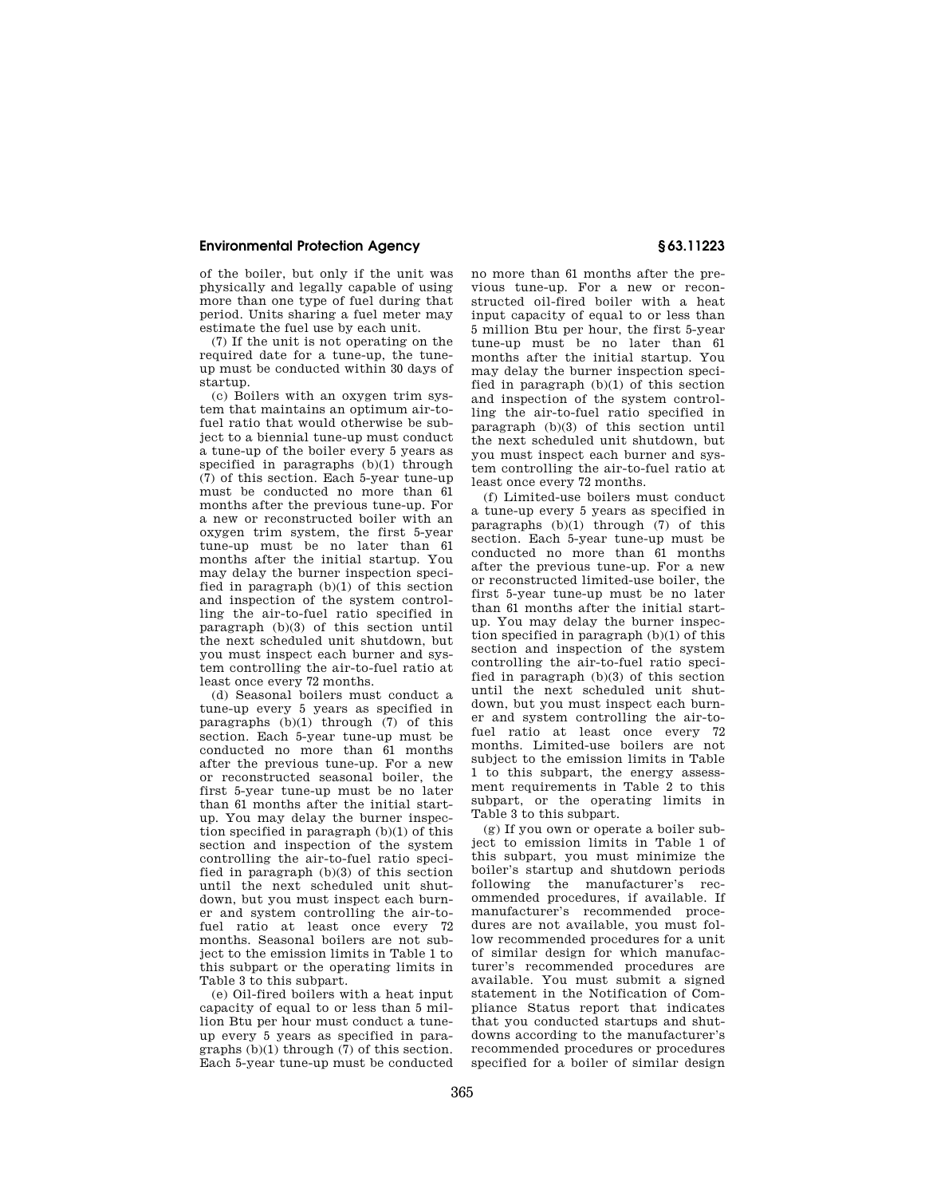of the boiler, but only if the unit was physically and legally capable of using more than one type of fuel during that period. Units sharing a fuel meter may estimate the fuel use by each unit.

(7) If the unit is not operating on the required date for a tune-up, the tune-up must be conducted within 30 days of startup.

(c) Boilers with an oxygen trim system that maintains an optimum air-to-fuel ratio that would otherwise be subject to a biennial tune-up must conduct a tune-up of the boiler every 5 years as specified in paragraphs (b)(1) through (7) of this section. Each 5-year tune-up must be conducted no more than 61 months after the previous tune-up. For a new or reconstructed boiler with an oxygen trim system, the first 5-year tune-up must be no later than 61 months after the initial startup. You may delay the burner inspection specified in paragraph (b)(1) of this section and inspection of the system controlling the air-to-fuel ratio specified in paragraph (b)(3) of this section until the next scheduled unit shutdown, but you must inspect each burner and system controlling the air-to-fuel ratio at least once every 72 months.

(d) Seasonal boilers must conduct a tune-up every 5 years as specified in paragraphs (b)(1) through (7) of this section. Each 5-year tune-up must be conducted no more than 61 months after the previous tune-up. For a new or reconstructed seasonal boiler, the first 5-year tune-up must be no later than 61 months after the initial startup. You may delay the burner inspection specified in paragraph (b)(1) of this section and inspection of the system controlling the air-to-fuel ratio specified in paragraph (b)(3) of this section until the next scheduled unit shutdown, but you must inspect each burner and system controlling the air-to-fuel ratio at least once every 72 months. Seasonal boilers are not subject to the emission limits in Table 1 to this subpart or the operating limits in Table 3 to this subpart.

(e) Oil-fired boilers with a heat input capacity of equal to or less than 5 million Btu per hour must conduct a tune-up every 5 years as specified in paragraphs (b)(1) through (7) of this section. Each 5-year tune-up must be conducted no more than 61 months after the previous tune-up. For a new or reconstructed oil-fired boiler with a heat input capacity of equal to or less than 5 million Btu per hour, the first 5-year tune-up must be no later than 61 months after the initial startup. You may delay the burner inspection specified in paragraph (b)(1) of this section and inspection of the system controlling the air-to-fuel ratio specified in paragraph (b)(3) of this section until the next scheduled unit shutdown, but you must inspect each burner and system controlling the air-to-fuel ratio at least once every 72 months.

(f) Limited-use boilers must conduct a tune-up every 5 years as specified in paragraphs (b)(1) through (7) of this section. Each 5-year tune-up must be conducted no more than 61 months after the previous tune-up. For a new or reconstructed limited-use boiler, the first 5-year tune-up must be no later than 61 months after the initial startup. You may delay the burner inspection specified in paragraph (b)(1) of this section and inspection of the system controlling the air-to-fuel ratio specified in paragraph (b)(3) of this section until the next scheduled unit shutdown, but you must inspect each burner and system controlling the air-to-fuel ratio at least once every 72 months. Limited-use boilers are not subject to the emission limits in Table 1 to this subpart, the energy assessment requirements in Table 2 to this subpart, or the operating limits in Table 3 to this subpart.

(g) If you own or operate a boiler subject to emission limits in Table 1 of this subpart, you must minimize the boiler's startup and shutdown periods following the manufacturer's recommended procedures, if available. If manufacturer's recommended procedures are not available, you must follow recommended procedures for a unit of similar design for which manufacturer's recommended procedures are available. You must submit a signed statement in the Notification of Compliance Status report that indicates that you conducted startups and shutdowns according to the manufacturer's recommended procedures or procedures specified for a boiler of similar design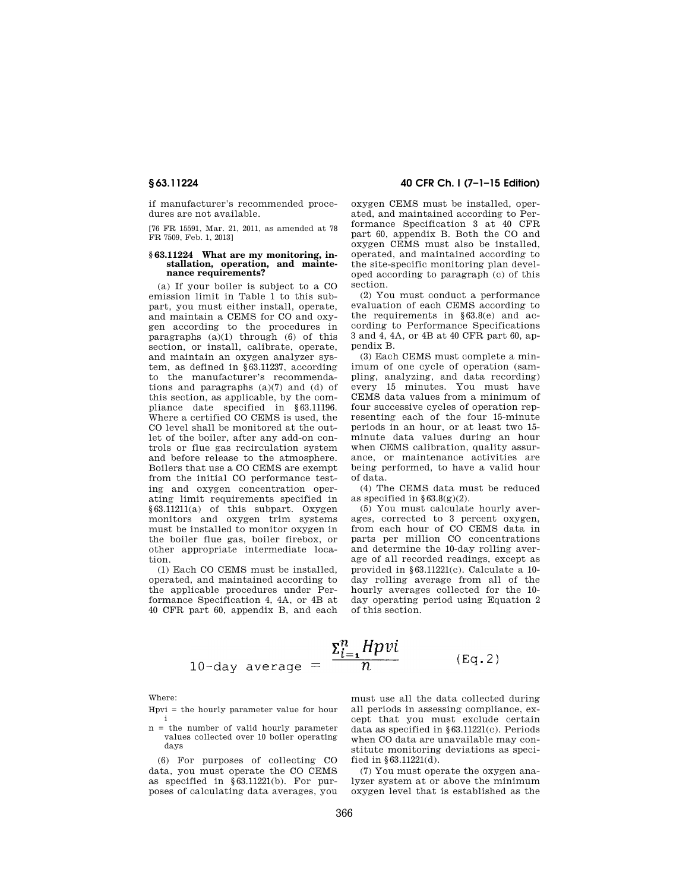if manufacturer's recommended procedures are not available.

[76 FR 15591, Mar. 21, 2011, as amended at 78 FR 7509, Feb. 1, 2013]

### § 63.11224 What are my monitoring, installation, operation, and maintenance requirements?

(a) If your boiler is subject to a CO emission limit in Table 1 to this subpart, you must either install, operate, and maintain a CEMS for CO and oxygen according to the procedures in paragraphs (a)(1) through (6) of this section, or install, calibrate, operate, and maintain an oxygen analyzer system, as defined in §63.11237, according to the manufacturer's recommendations and paragraphs (a)(7) and (d) of this section, as applicable, by the compliance date specified in §63.11196. Where a certified CO CEMS is used, the CO level shall be monitored at the outlet of the boiler, after any add-on controls or flue gas recirculation system and before release to the atmosphere. Boilers that use a CO CEMS are exempt from the initial CO performance testing and oxygen concentration operating limit requirements specified in §63.11211(a) of this subpart. Oxygen monitors and oxygen trim systems must be installed to monitor oxygen in the boiler flue gas, boiler firebox, or other appropriate intermediate location.

(1) Each CO CEMS must be installed, operated, and maintained according to the applicable procedures under Performance Specification 4, 4A, or 4B at 40 CFR part 60, appendix B, and each oxygen CEMS must be installed, operated, and maintained according to Performance Specification 3 at 40 CFR part 60, appendix B. Both the CO and oxygen CEMS must also be installed, operated, and maintained according to the site-specific monitoring plan developed according to paragraph (c) of this section.

(2) You must conduct a performance evaluation of each CEMS according to the requirements in §63.8(e) and according to Performance Specifications 3 and 4, 4A, or 4B at 40 CFR part 60, appendix B.

(3) Each CEMS must complete a minimum of one cycle of operation (sampling, analyzing, and data recording) every 15 minutes. You must have CEMS data values from a minimum of four successive cycles of operation representing each of the four 15-minute periods in an hour, or at least two 15-minute data values during an hour when CEMS calibration, quality assurance, or maintenance activities are being performed, to have a valid hour of data.

(4) The CEMS data must be reduced as specified in §63.8(g)(2).

(5) You must calculate hourly averages, corrected to 3 percent oxygen, from each hour of CO CEMS data in parts per million CO concentrations and determine the 10-day rolling average of all recorded readings, except as provided in §63.11221(c). Calculate a 10-day rolling average from all of the hourly averages collected for the 10-day operating period using Equation 2 of this section.

$$\text{10-day average} = \frac{\sum_{i=1}^{n} Hpvi}{n} \qquad \text{(Eq.2)}$$

Where:

Hpvi = the hourly parameter value for hour i

n = the number of valid hourly parameter values collected over 10 boiler operating days

(6) For purposes of collecting CO data, you must operate the CO CEMS as specified in §63.11221(b). For purposes of calculating data averages, you must use all the data collected during all periods in assessing compliance, except that you must exclude certain data as specified in §63.11221(c). Periods when CO data are unavailable may constitute monitoring deviations as specified in §63.11221(d).

(7) You must operate the oxygen analyzer system at or above the minimum oxygen level that is established as the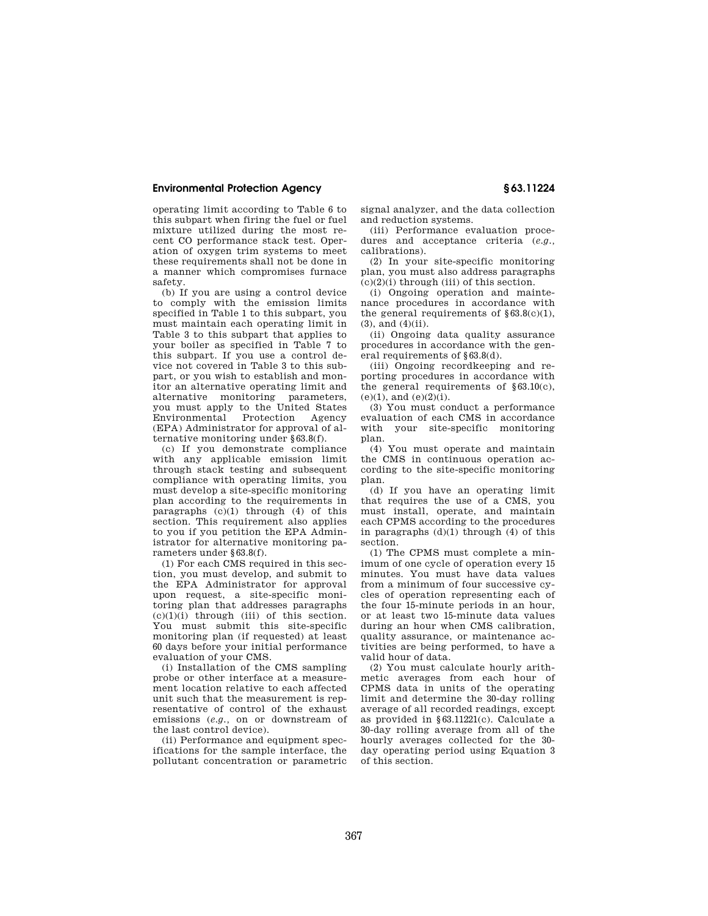operating limit according to Table 6 to this subpart when firing the fuel or fuel mixture utilized during the most recent CO performance stack test. Operation of oxygen trim systems to meet these requirements shall not be done in a manner which compromises furnace safety.

(b) If you are using a control device to comply with the emission limits specified in Table 1 to this subpart, you must maintain each operating limit in Table 3 to this subpart that applies to your boiler as specified in Table 7 to this subpart. If you use a control device not covered in Table 3 to this subpart, or you wish to establish and monitor an alternative operating limit and alternative monitoring parameters, you must apply to the United States Environmental Protection Agency (EPA) Administrator for approval of alternative monitoring under §63.8(f).

(c) If you demonstrate compliance with any applicable emission limit through stack testing and subsequent compliance with operating limits, you must develop a site-specific monitoring plan according to the requirements in paragraphs (c)(1) through (4) of this section. This requirement also applies to you if you petition the EPA Administrator for alternative monitoring parameters under §63.8(f).

(1) For each CMS required in this section, you must develop, and submit to the EPA Administrator for approval upon request, a site-specific monitoring plan that addresses paragraphs (c)(1)(i) through (iii) of this section. You must submit this site-specific monitoring plan (if requested) at least 60 days before your initial performance evaluation of your CMS.

(i) Installation of the CMS sampling probe or other interface at a measurement location relative to each affected unit such that the measurement is representative of control of the exhaust emissions (*e.g.*, on or downstream of the last control device).

(ii) Performance and equipment specifications for the sample interface, the pollutant concentration or parametric signal analyzer, and the data collection and reduction systems.

(iii) Performance evaluation procedures and acceptance criteria (*e.g.*, calibrations).

(2) In your site-specific monitoring plan, you must also address paragraphs (c)(2)(i) through (iii) of this section.

(i) Ongoing operation and maintenance procedures in accordance with the general requirements of §63.8(c)(1), (3), and (4)(ii).

(ii) Ongoing data quality assurance procedures in accordance with the general requirements of §63.8(d).

(iii) Ongoing recordkeeping and reporting procedures in accordance with the general requirements of §63.10(c), (e)(1), and (e)(2)(i).

(3) You must conduct a performance evaluation of each CMS in accordance with your site-specific monitoring plan.

(4) You must operate and maintain the CMS in continuous operation according to the site-specific monitoring plan.

(d) If you have an operating limit that requires the use of a CMS, you must install, operate, and maintain each CPMS according to the procedures in paragraphs (d)(1) through (4) of this section.

(1) The CPMS must complete a minimum of one cycle of operation every 15 minutes. You must have data values from a minimum of four successive cycles of operation representing each of the four 15-minute periods in an hour, or at least two 15-minute data values during an hour when CMS calibration, quality assurance, or maintenance activities are being performed, to have a valid hour of data.

(2) You must calculate hourly arithmetic averages from each hour of CPMS data in units of the operating limit and determine the 30-day rolling average of all recorded readings, except as provided in §63.11221(c). Calculate a 30-day rolling average from all of the hourly averages collected for the 30-day operating period using Equation 3 of this section.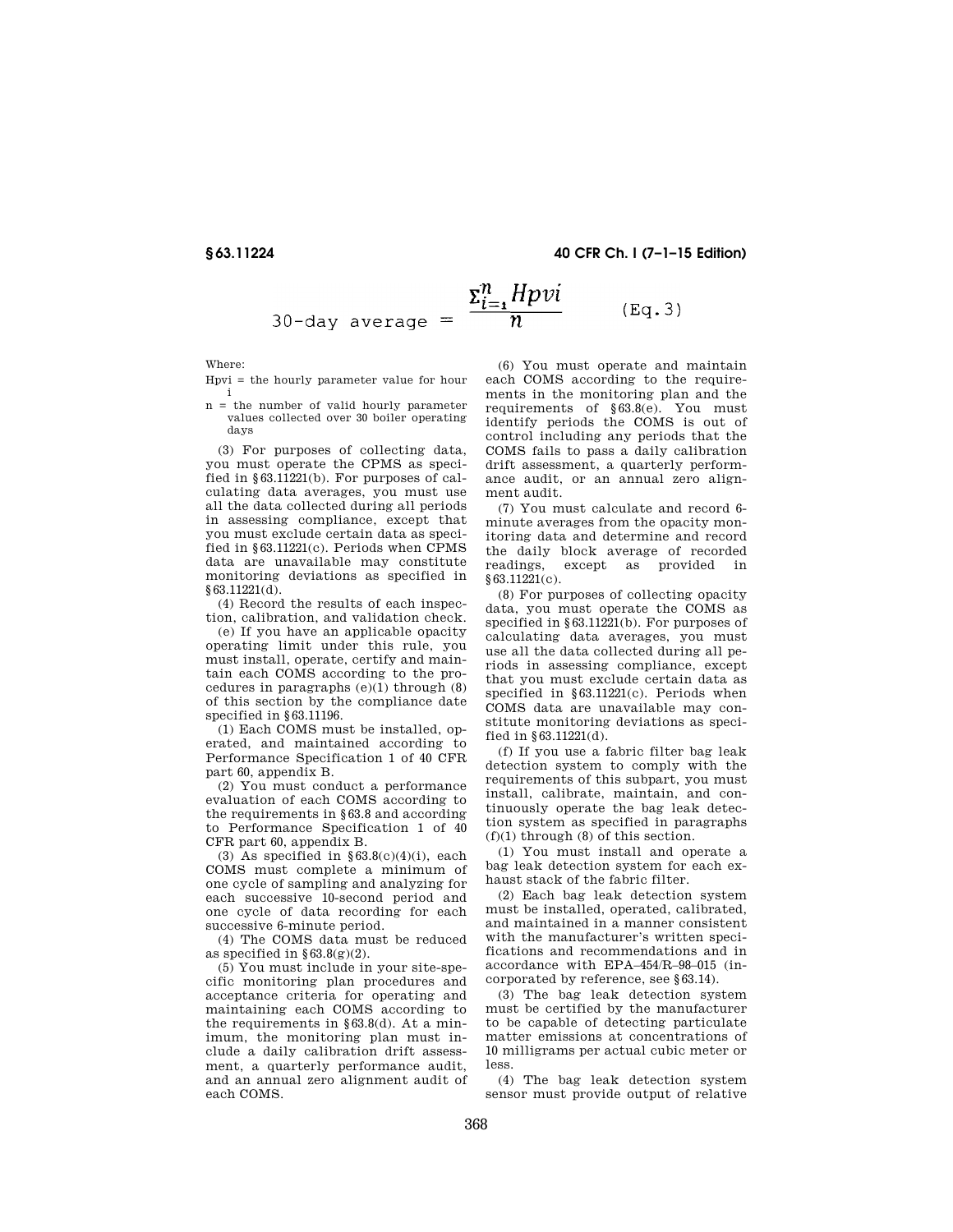$$30\text{-day average} = \frac{\sum_{i=1}^{n} Hpvi}{n} \qquad \text{(Eq.3)}$$

Where:

Hpvi = the hourly parameter value for hour i

n = the number of valid hourly parameter values collected over 30 boiler operating days

(3) For purposes of collecting data, you must operate the CPMS as specified in §63.11221(b). For purposes of calculating data averages, you must use all the data collected during all periods in assessing compliance, except that you must exclude certain data as specified in §63.11221(c). Periods when CPMS data are unavailable may constitute monitoring deviations as specified in §63.11221(d).

(4) Record the results of each inspection, calibration, and validation check.

(e) If you have an applicable opacity operating limit under this rule, you must install, operate, certify and maintain each COMS according to the procedures in paragraphs (e)(1) through (8) of this section by the compliance date specified in §63.11196.

(1) Each COMS must be installed, operated, and maintained according to Performance Specification 1 of 40 CFR part 60, appendix B.

(2) You must conduct a performance evaluation of each COMS according to the requirements in §63.8 and according to Performance Specification 1 of 40 CFR part 60, appendix B.

(3) As specified in §63.8(c)(4)(i), each COMS must complete a minimum of one cycle of sampling and analyzing for each successive 10-second period and one cycle of data recording for each successive 6-minute period.

(4) The COMS data must be reduced as specified in §63.8(g)(2).

(5) You must include in your site-specific monitoring plan procedures and acceptance criteria for operating and maintaining each COMS according to the requirements in §63.8(d). At a minimum, the monitoring plan must include a daily calibration drift assessment, a quarterly performance audit, and an annual zero alignment audit of each COMS.

(6) You must operate and maintain each COMS according to the requirements in the monitoring plan and the requirements of §63.8(e). You must identify periods the COMS is out of control including any periods that the COMS fails to pass a daily calibration drift assessment, a quarterly performance audit, or an annual zero alignment audit.

(7) You must calculate and record 6-minute averages from the opacity monitoring data and determine and record the daily block average of recorded readings, except as provided in §63.11221(c).

(8) For purposes of collecting opacity data, you must operate the COMS as specified in §63.11221(b). For purposes of calculating data averages, you must use all the data collected during all periods in assessing compliance, except that you must exclude certain data as specified in §63.11221(c). Periods when COMS data are unavailable may constitute monitoring deviations as specified in §63.11221(d).

(f) If you use a fabric filter bag leak detection system to comply with the requirements of this subpart, you must install, calibrate, maintain, and continuously operate the bag leak detection system as specified in paragraphs (f)(1) through (8) of this section.

(1) You must install and operate a bag leak detection system for each exhaust stack of the fabric filter.

(2) Each bag leak detection system must be installed, operated, calibrated, and maintained in a manner consistent with the manufacturer's written specifications and recommendations and in accordance with EPA–454/R–98–015 (incorporated by reference, see §63.14).

(3) The bag leak detection system must be certified by the manufacturer to be capable of detecting particulate matter emissions at concentrations of 10 milligrams per actual cubic meter or less.

(4) The bag leak detection system sensor must provide output of relative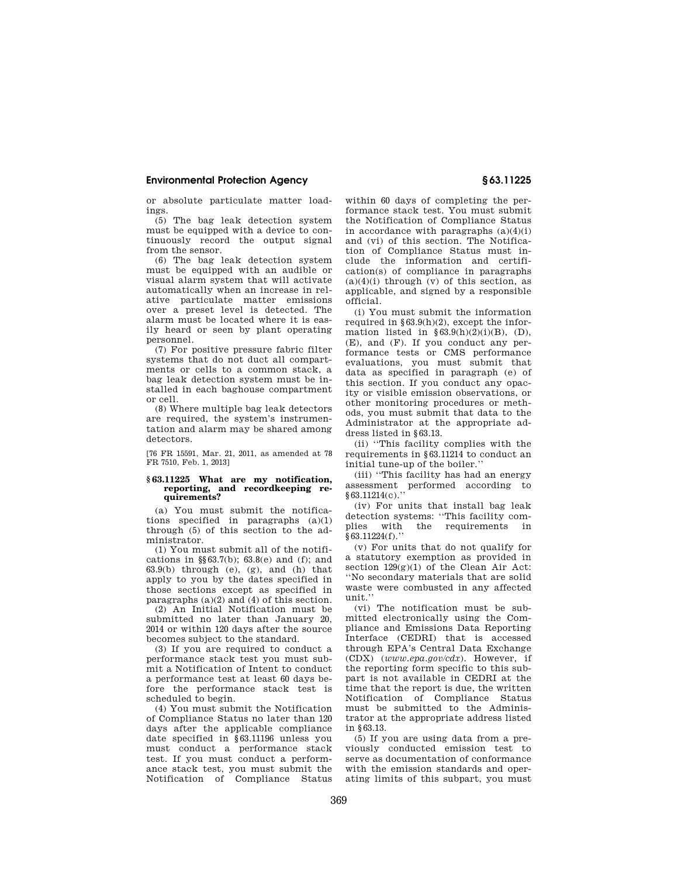or absolute particulate matter loadings.

(5) The bag leak detection system must be equipped with a device to continuously record the output signal from the sensor.

(6) The bag leak detection system must be equipped with an audible or visual alarm system that will activate automatically when an increase in relative particulate matter emissions over a preset level is detected. The alarm must be located where it is easily heard or seen by plant operating personnel.

(7) For positive pressure fabric filter systems that do not duct all compartments or cells to a common stack, a bag leak detection system must be installed in each baghouse compartment or cell.

(8) Where multiple bag leak detectors are required, the system's instrumentation and alarm may be shared among detectors.

[76 FR 15591, Mar. 21, 2011, as amended at 78 FR 7510, Feb. 1, 2013]

## § 63.11225 What are my notification, reporting, and recordkeeping requirements?

(a) You must submit the notifications specified in paragraphs (a)(1) through (5) of this section to the administrator.

(1) You must submit all of the notifications in §§ 63.7(b); 63.8(e) and (f); and 63.9(b) through (e), (g), and (h) that apply to you by the dates specified in those sections except as specified in paragraphs (a)(2) and (4) of this section.

(2) An Initial Notification must be submitted no later than January 20, 2014 or within 120 days after the source becomes subject to the standard.

(3) If you are required to conduct a performance stack test you must submit a Notification of Intent to conduct a performance test at least 60 days before the performance stack test is scheduled to begin.

(4) You must submit the Notification of Compliance Status no later than 120 days after the applicable compliance date specified in § 63.11196 unless you must conduct a performance stack test. If you must conduct a performance stack test, you must submit the Notification of Compliance Status within 60 days of completing the performance stack test. You must submit the Notification of Compliance Status in accordance with paragraphs (a)(4)(i) and (vi) of this section. The Notification of Compliance Status must include the information and certification(s) of compliance in paragraphs (a)(4)(i) through (v) of this section, as applicable, and signed by a responsible official.

(i) You must submit the information required in § 63.9(h)(2), except the information listed in § 63.9(h)(2)(i)(B), (D), (E), and (F). If you conduct any performance tests or CMS performance evaluations, you must submit that data as specified in paragraph (e) of this section. If you conduct any opacity or visible emission observations, or other monitoring procedures or methods, you must submit that data to the Administrator at the appropriate address listed in § 63.13.

(ii) "This facility complies with the requirements in § 63.11214 to conduct an initial tune-up of the boiler."

(iii) "This facility has had an energy assessment performed according to § 63.11214(c)."

(iv) For units that install bag leak detection systems: "This facility complies with the requirements in § 63.11224(f)."

(v) For units that do not qualify for a statutory exemption as provided in section 129(g)(1) of the Clean Air Act: "No secondary materials that are solid waste were combusted in any affected unit."

(vi) The notification must be submitted electronically using the Compliance and Emissions Data Reporting Interface (CEDRI) that is accessed through EPA's Central Data Exchange (CDX) (*www.epa.gov/cdx*). However, if the reporting form specific to this subpart is not available in CEDRI at the time that the report is due, the written Notification of Compliance Status must be submitted to the Administrator at the appropriate address listed in § 63.13.

(5) If you are using data from a previously conducted emission test to serve as documentation of conformance with the emission standards and operating limits of this subpart, you must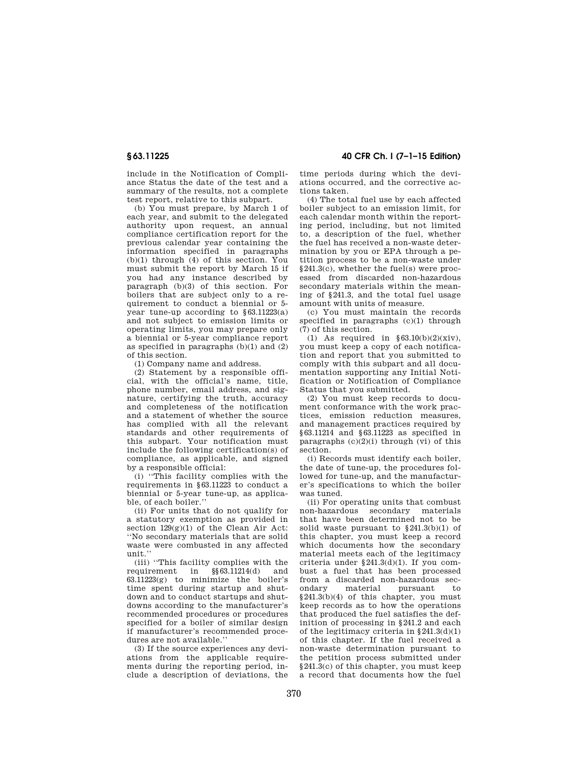include in the Notification of Compliance Status the date of the test and a summary of the results, not a complete test report, relative to this subpart.

(b) You must prepare, by March 1 of each year, and submit to the delegated authority upon request, an annual compliance certification report for the previous calendar year containing the information specified in paragraphs (b)(1) through (4) of this section. You must submit the report by March 15 if you had any instance described by paragraph (b)(3) of this section. For boilers that are subject only to a requirement to conduct a biennial or 5-year tune-up according to §63.11223(a) and not subject to emission limits or operating limits, you may prepare only a biennial or 5-year compliance report as specified in paragraphs (b)(1) and (2) of this section.

(1) Company name and address.

(2) Statement by a responsible official, with the official's name, title, phone number, email address, and signature, certifying the truth, accuracy and completeness of the notification and a statement of whether the source has complied with all the relevant standards and other requirements of this subpart. Your notification must include the following certification(s) of compliance, as applicable, and signed by a responsible official:

(i) ''This facility complies with the requirements in §63.11223 to conduct a biennial or 5-year tune-up, as applicable, of each boiler.''

(ii) For units that do not qualify for a statutory exemption as provided in section 129(g)(1) of the Clean Air Act: ''No secondary materials that are solid waste were combusted in any affected unit.''

(iii) ''This facility complies with the requirement in §§63.11214(d) and 63.11223(g) to minimize the boiler's time spent during startup and shutdown and to conduct startups and shutdowns according to the manufacturer's recommended procedures or procedures specified for a boiler of similar design if manufacturer's recommended procedures are not available.''

(3) If the source experiences any deviations from the applicable requirements during the reporting period, include a description of deviations, the time periods during which the deviations occurred, and the corrective actions taken.

(4) The total fuel use by each affected boiler subject to an emission limit, for each calendar month within the reporting period, including, but not limited to, a description of the fuel, whether the fuel has received a non-waste determination by you or EPA through a petition process to be a non-waste under §241.3(c), whether the fuel(s) were processed from discarded non-hazardous secondary materials within the meaning of §241.3, and the total fuel usage amount with units of measure.

(c) You must maintain the records specified in paragraphs (c)(1) through (7) of this section.

(1) As required in §63.10(b)(2)(xiv), you must keep a copy of each notification and report that you submitted to comply with this subpart and all documentation supporting any Initial Notification or Notification of Compliance Status that you submitted.

(2) You must keep records to document conformance with the work practices, emission reduction measures, and management practices required by §63.11214 and §63.11223 as specified in paragraphs (c)(2)(i) through (vi) of this section.

(i) Records must identify each boiler, the date of tune-up, the procedures followed for tune-up, and the manufacturer's specifications to which the boiler was tuned.

(ii) For operating units that combust non-hazardous secondary materials that have been determined not to be solid waste pursuant to §241.3(b)(1) of this chapter, you must keep a record which documents how the secondary material meets each of the legitimacy criteria under §241.3(d)(1). If you combust a fuel that has been processed from a discarded non-hazardous secondary material pursuant to §241.3(b)(4) of this chapter, you must keep records as to how the operations that produced the fuel satisfies the definition of processing in §241.2 and each of the legitimacy criteria in §241.3(d)(1) of this chapter. If the fuel received a non-waste determination pursuant to the petition process submitted under §241.3(c) of this chapter, you must keep a record that documents how the fuel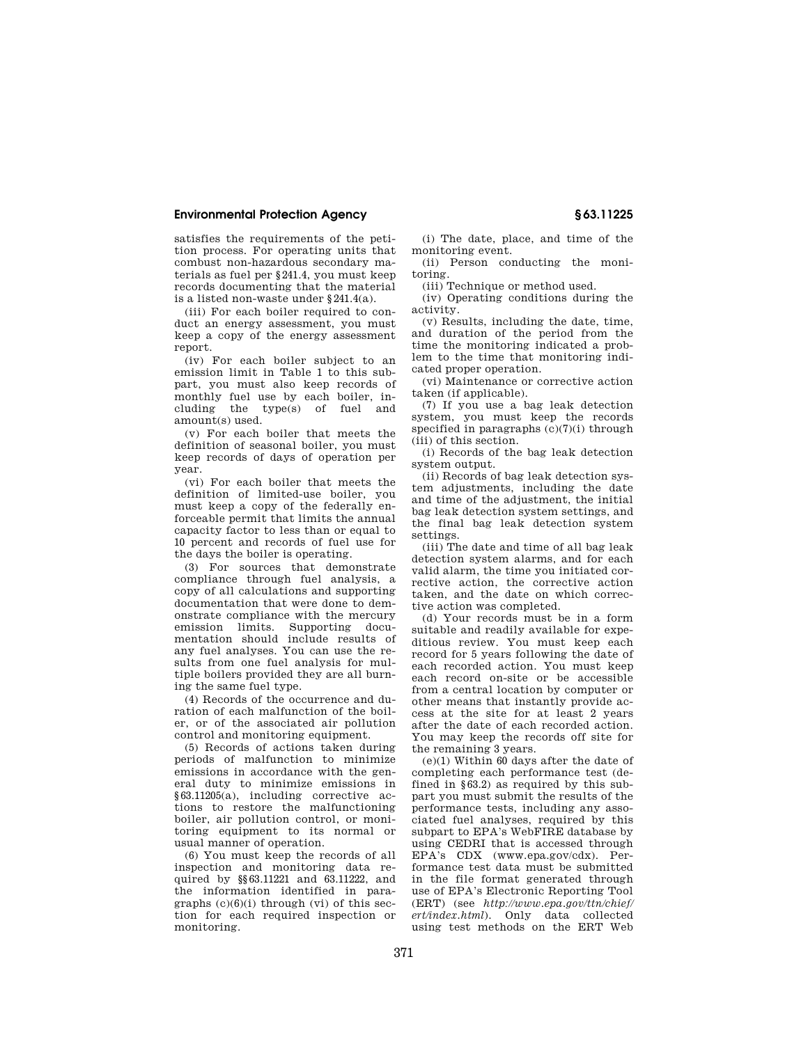satisfies the requirements of the petition process. For operating units that combust non-hazardous secondary materials as fuel per §241.4, you must keep records documenting that the material is a listed non-waste under §241.4(a).

(iii) For each boiler required to conduct an energy assessment, you must keep a copy of the energy assessment report.

(iv) For each boiler subject to an emission limit in Table 1 to this subpart, you must also keep records of monthly fuel use by each boiler, including the type(s) of fuel and amount(s) used.

(v) For each boiler that meets the definition of seasonal boiler, you must keep records of days of operation per year.

(vi) For each boiler that meets the definition of limited-use boiler, you must keep a copy of the federally enforceable permit that limits the annual capacity factor to less than or equal to 10 percent and records of fuel use for the days the boiler is operating.

(3) For sources that demonstrate compliance through fuel analysis, a copy of all calculations and supporting documentation that were done to demonstrate compliance with the mercury emission limits. Supporting documentation should include results of any fuel analyses. You can use the results from one fuel analysis for multiple boilers provided they are all burning the same fuel type.

(4) Records of the occurrence and duration of each malfunction of the boiler, or of the associated air pollution control and monitoring equipment.

(5) Records of actions taken during periods of malfunction to minimize emissions in accordance with the general duty to minimize emissions in §63.11205(a), including corrective actions to restore the malfunctioning boiler, air pollution control, or monitoring equipment to its normal or usual manner of operation.

(6) You must keep the records of all inspection and monitoring data required by §§63.11221 and 63.11222, and the information identified in paragraphs (c)(6)(i) through (vi) of this section for each required inspection or monitoring.

(i) The date, place, and time of the monitoring event.

(ii) Person conducting the monitoring.

(iii) Technique or method used.

(iv) Operating conditions during the activity.

(v) Results, including the date, time, and duration of the period from the time the monitoring indicated a problem to the time that monitoring indicated proper operation.

(vi) Maintenance or corrective action taken (if applicable).

(7) If you use a bag leak detection system, you must keep the records specified in paragraphs (c)(7)(i) through (iii) of this section.

(i) Records of the bag leak detection system output.

(ii) Records of bag leak detection system adjustments, including the date and time of the adjustment, the initial bag leak detection system settings, and the final bag leak detection system settings.

(iii) The date and time of all bag leak detection system alarms, and for each valid alarm, the time you initiated corrective action, the corrective action taken, and the date on which corrective action was completed.

(d) Your records must be in a form suitable and readily available for expeditious review. You must keep each record for 5 years following the date of each recorded action. You must keep each record on-site or be accessible from a central location by computer or other means that instantly provide access at the site for at least 2 years after the date of each recorded action. You may keep the records off site for the remaining 3 years.

(e)(1) Within 60 days after the date of completing each performance test (defined in §63.2) as required by this subpart you must submit the results of the performance tests, including any associated fuel analyses, required by this subpart to EPA's WebFIRE database by using CEDRI that is accessed through EPA's CDX (www.epa.gov/cdx). Performance test data must be submitted in the file format generated through use of EPA's Electronic Reporting Tool (ERT) (see *http://www.epa.gov/ttn/chief/ert/index.html*). Only data collected using test methods on the ERT Web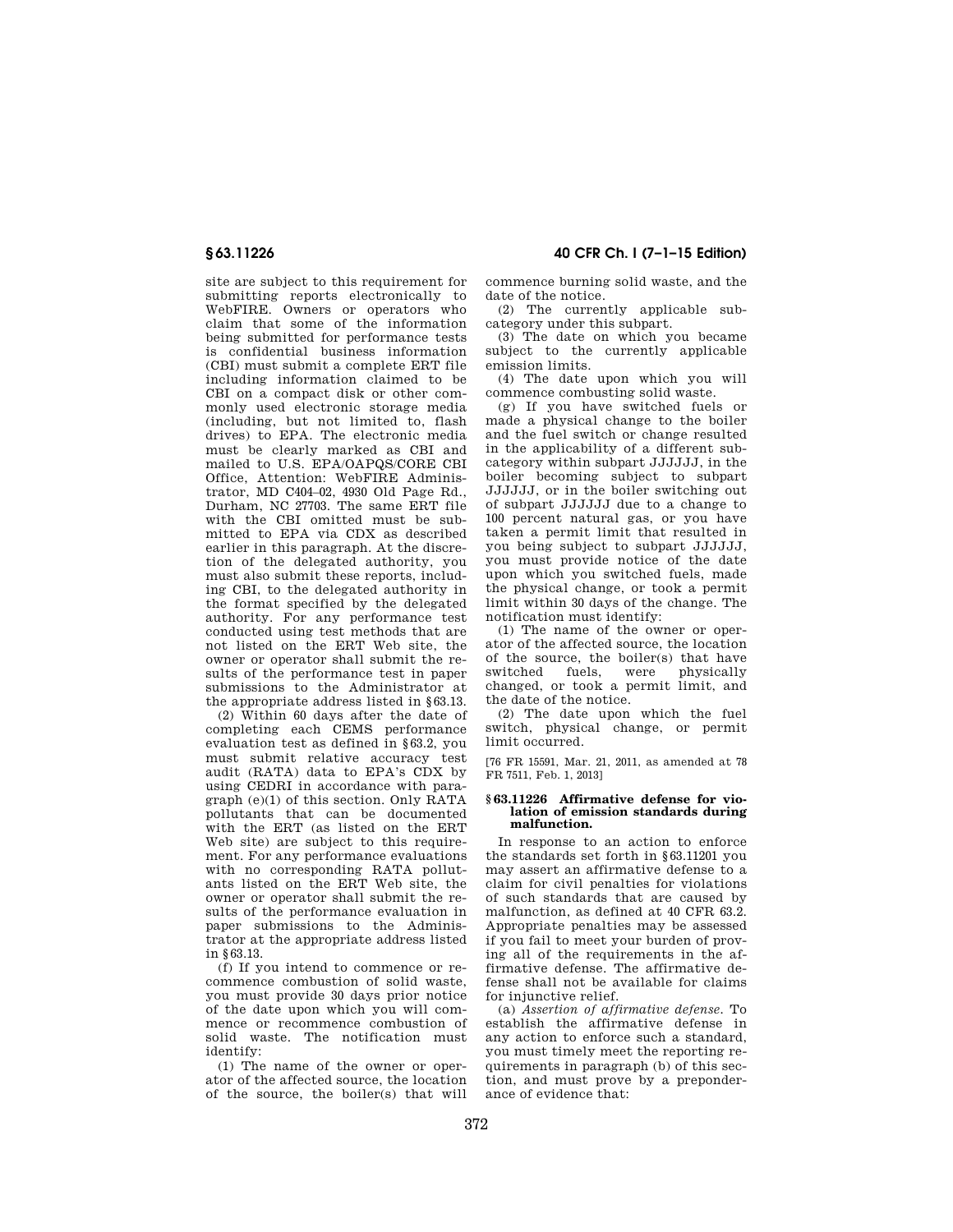site are subject to this requirement for submitting reports electronically to WebFIRE. Owners or operators who claim that some of the information being submitted for performance tests is confidential business information (CBI) must submit a complete ERT file including information claimed to be CBI on a compact disk or other commonly used electronic storage media (including, but not limited to, flash drives) to EPA. The electronic media must be clearly marked as CBI and mailed to U.S. EPA/OAPQS/CORE CBI Office, Attention: WebFIRE Administrator, MD C404–02, 4930 Old Page Rd., Durham, NC 27703. The same ERT file with the CBI omitted must be submitted to EPA via CDX as described earlier in this paragraph. At the discretion of the delegated authority, you must also submit these reports, including CBI, to the delegated authority in the format specified by the delegated authority. For any performance test conducted using test methods that are not listed on the ERT Web site, the owner or operator shall submit the results of the performance test in paper submissions to the Administrator at the appropriate address listed in §63.13.

(2) Within 60 days after the date of completing each CEMS performance evaluation test as defined in §63.2, you must submit relative accuracy test audit (RATA) data to EPA's CDX by using CEDRI in accordance with paragraph (e)(1) of this section. Only RATA pollutants that can be documented with the ERT (as listed on the ERT Web site) are subject to this requirement. For any performance evaluations with no corresponding RATA pollutants listed on the ERT Web site, the owner or operator shall submit the results of the performance evaluation in paper submissions to the Administrator at the appropriate address listed in §63.13.

(f) If you intend to commence or recommence combustion of solid waste, you must provide 30 days prior notice of the date upon which you will commence or recommence combustion of solid waste. The notification must identify:

(1) The name of the owner or operator of the affected source, the location of the source, the boiler(s) that will commence burning solid waste, and the date of the notice.

(2) The currently applicable subcategory under this subpart.

(3) The date on which you became subject to the currently applicable emission limits.

(4) The date upon which you will commence combusting solid waste.

(g) If you have switched fuels or made a physical change to the boiler and the fuel switch or change resulted in the applicability of a different subcategory within subpart JJJJJJ, in the boiler becoming subject to subpart JJJJJJ, or in the boiler switching out of subpart JJJJJJ due to a change to 100 percent natural gas, or you have taken a permit limit that resulted in you being subject to subpart JJJJJJ, you must provide notice of the date upon which you switched fuels, made the physical change, or took a permit limit within 30 days of the change. The notification must identify:

(1) The name of the owner or operator of the affected source, the location of the source, the boiler(s) that have switched fuels, were physically changed, or took a permit limit, and the date of the notice.

(2) The date upon which the fuel switch, physical change, or permit limit occurred.

[76 FR 15591, Mar. 21, 2011, as amended at 78 FR 7511, Feb. 1, 2013]

### §63.11226 Affirmative defense for violation of emission standards during malfunction.

In response to an action to enforce the standards set forth in §63.11201 you may assert an affirmative defense to a claim for civil penalties for violations of such standards that are caused by malfunction, as defined at 40 CFR 63.2. Appropriate penalties may be assessed if you fail to meet your burden of proving all of the requirements in the affirmative defense. The affirmative defense shall not be available for claims for injunctive relief.

(a) *Assertion of affirmative defense.* To establish the affirmative defense in any action to enforce such a standard, you must timely meet the reporting requirements in paragraph (b) of this section, and must prove by a preponderance of evidence that: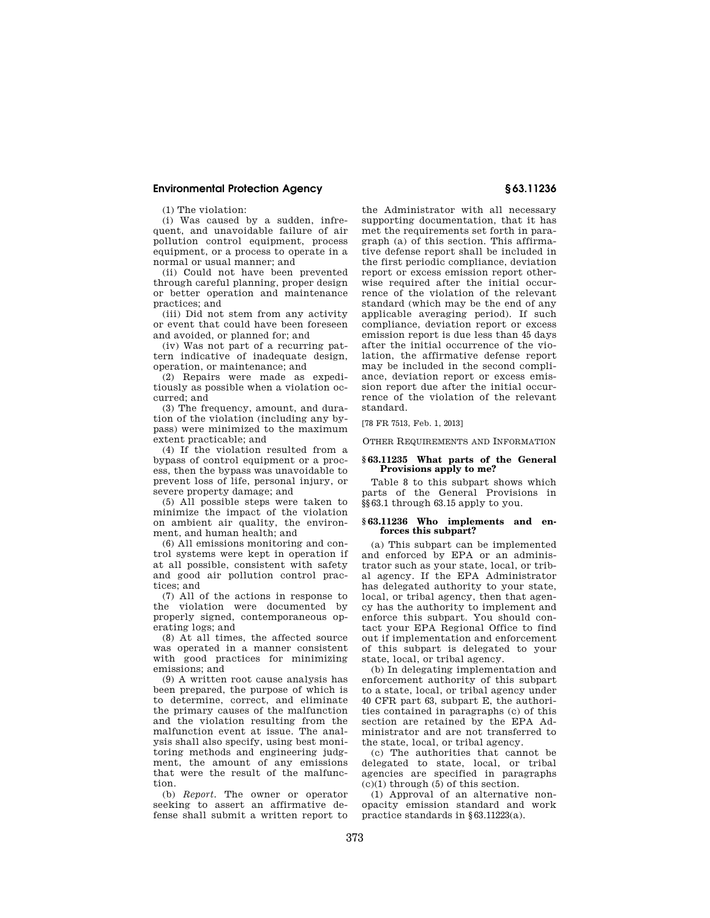(1) The violation:

(i) Was caused by a sudden, infrequent, and unavoidable failure of air pollution control equipment, process equipment, or a process to operate in a normal or usual manner; and

(ii) Could not have been prevented through careful planning, proper design or better operation and maintenance practices; and

(iii) Did not stem from any activity or event that could have been foreseen and avoided, or planned for; and

(iv) Was not part of a recurring pattern indicative of inadequate design, operation, or maintenance; and

(2) Repairs were made as expeditiously as possible when a violation occurred; and

(3) The frequency, amount, and duration of the violation (including any bypass) were minimized to the maximum extent practicable; and

(4) If the violation resulted from a bypass of control equipment or a process, then the bypass was unavoidable to prevent loss of life, personal injury, or severe property damage; and

(5) All possible steps were taken to minimize the impact of the violation on ambient air quality, the environment, and human health; and

(6) All emissions monitoring and control systems were kept in operation if at all possible, consistent with safety and good air pollution control practices; and

(7) All of the actions in response to the violation were documented by properly signed, contemporaneous operating logs; and

(8) At all times, the affected source was operated in a manner consistent with good practices for minimizing emissions; and

(9) A written root cause analysis has been prepared, the purpose of which is to determine, correct, and eliminate the primary causes of the malfunction and the violation resulting from the malfunction event at issue. The analysis shall also specify, using best monitoring methods and engineering judgment, the amount of any emissions that were the result of the malfunction.

(b) *Report.* The owner or operator seeking to assert an affirmative defense shall submit a written report to the Administrator with all necessary supporting documentation, that it has met the requirements set forth in paragraph (a) of this section. This affirmative defense report shall be included in the first periodic compliance, deviation report or excess emission report otherwise required after the initial occurrence of the violation of the relevant standard (which may be the end of any applicable averaging period). If such compliance, deviation report or excess emission report is due less than 45 days after the initial occurrence of the violation, the affirmative defense report may be included in the second compliance, deviation report or excess emission report due after the initial occurrence of the violation of the relevant standard.

[78 FR 7513, Feb. 1, 2013]

OTHER REQUIREMENTS AND INFORMATION

### § 63.11235 What parts of the General Provisions apply to me?

Table 8 to this subpart shows which parts of the General Provisions in §§ 63.1 through 63.15 apply to you.

### § 63.11236 Who implements and enforces this subpart?

(a) This subpart can be implemented and enforced by EPA or an administrator such as your state, local, or tribal agency. If the EPA Administrator has delegated authority to your state, local, or tribal agency, then that agency has the authority to implement and enforce this subpart. You should contact your EPA Regional Office to find out if implementation and enforcement of this subpart is delegated to your state, local, or tribal agency.

(b) In delegating implementation and enforcement authority of this subpart to a state, local, or tribal agency under 40 CFR part 63, subpart E, the authorities contained in paragraphs (c) of this section are retained by the EPA Administrator and are not transferred to the state, local, or tribal agency.

(c) The authorities that cannot be delegated to state, local, or tribal agencies are specified in paragraphs (c)(1) through (5) of this section.

(1) Approval of an alternative non-opacity emission standard and work practice standards in § 63.11223(a).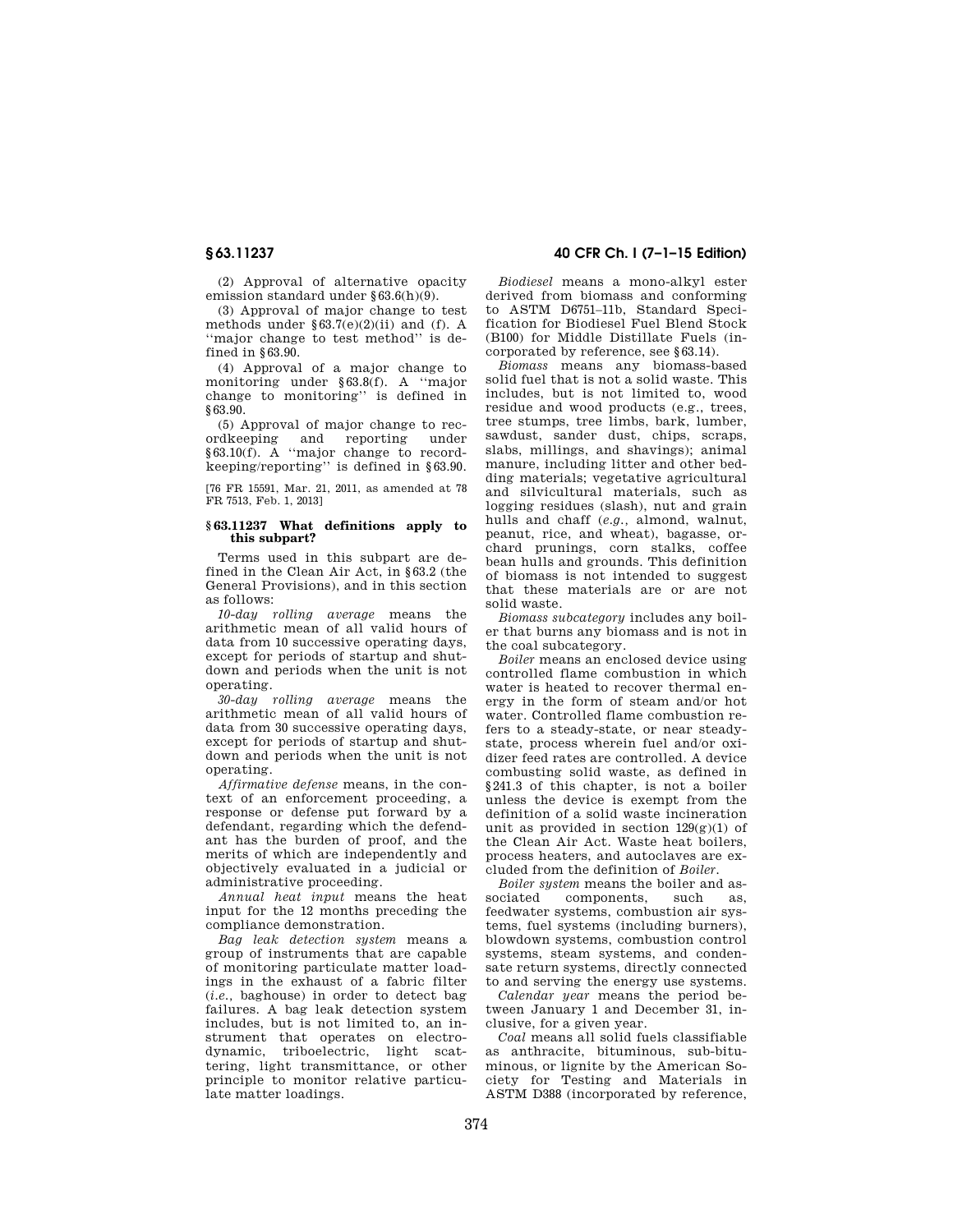(2) Approval of alternative opacity emission standard under §63.6(h)(9).

(3) Approval of major change to test methods under §63.7(e)(2)(ii) and (f). A "major change to test method" is defined in §63.90.

(4) Approval of a major change to monitoring under §63.8(f). A "major change to monitoring" is defined in §63.90.

(5) Approval of major change to recordkeeping and reporting under §63.10(f). A "major change to recordkeeping/reporting" is defined in §63.90.

[76 FR 15591, Mar. 21, 2011, as amended at 78 FR 7513, Feb. 1, 2013]

### §63.11237 What definitions apply to this subpart?

Terms used in this subpart are defined in the Clean Air Act, in §63.2 (the General Provisions), and in this section as follows:

*10-day rolling average* means the arithmetic mean of all valid hours of data from 10 successive operating days, except for periods of startup and shutdown and periods when the unit is not operating.

*30-day rolling average* means the arithmetic mean of all valid hours of data from 30 successive operating days, except for periods of startup and shutdown and periods when the unit is not operating.

*Affirmative defense* means, in the context of an enforcement proceeding, a response or defense put forward by a defendant, regarding which the defendant has the burden of proof, and the merits of which are independently and objectively evaluated in a judicial or administrative proceeding.

*Annual heat input* means the heat input for the 12 months preceding the compliance demonstration.

*Bag leak detection system* means a group of instruments that are capable of monitoring particulate matter loadings in the exhaust of a fabric filter (*i.e.*, baghouse) in order to detect bag failures. A bag leak detection system includes, but is not limited to, an instrument that operates on electrodynamic, triboelectric, light scattering, light transmittance, or other principle to monitor relative particulate matter loadings.

*Biodiesel* means a mono-alkyl ester derived from biomass and conforming to ASTM D6751–11b, Standard Specification for Biodiesel Fuel Blend Stock (B100) for Middle Distillate Fuels (incorporated by reference, see §63.14).

*Biomass* means any biomass-based solid fuel that is not a solid waste. This includes, but is not limited to, wood residue and wood products (e.g., trees, tree stumps, tree limbs, bark, lumber, sawdust, sander dust, chips, scraps, slabs, millings, and shavings); animal manure, including litter and other bedding materials; vegetative agricultural and silvicultural materials, such as logging residues (slash), nut and grain hulls and chaff (*e.g.*, almond, walnut, peanut, rice, and wheat), bagasse, orchard prunings, corn stalks, coffee bean hulls and grounds. This definition of biomass is not intended to suggest that these materials are or are not solid waste.

*Biomass subcategory* includes any boiler that burns any biomass and is not in the coal subcategory.

*Boiler* means an enclosed device using controlled flame combustion in which water is heated to recover thermal energy in the form of steam and/or hot water. Controlled flame combustion refers to a steady-state, or near steady-state, process wherein fuel and/or oxidizer feed rates are controlled. A device combusting solid waste, as defined in §241.3 of this chapter, is not a boiler unless the device is exempt from the definition of a solid waste incineration unit as provided in section 129(g)(1) of the Clean Air Act. Waste heat boilers, process heaters, and autoclaves are excluded from the definition of *Boiler*.

*Boiler system* means the boiler and associated components, such as, feedwater systems, combustion air systems, fuel systems (including burners), blowdown systems, combustion control systems, steam systems, and condensate return systems, directly connected to and serving the energy use systems.

*Calendar year* means the period between January 1 and December 31, inclusive, for a given year.

*Coal* means all solid fuels classifiable as anthracite, bituminous, sub-bituminous, or lignite by the American Society for Testing and Materials in ASTM D388 (incorporated by reference,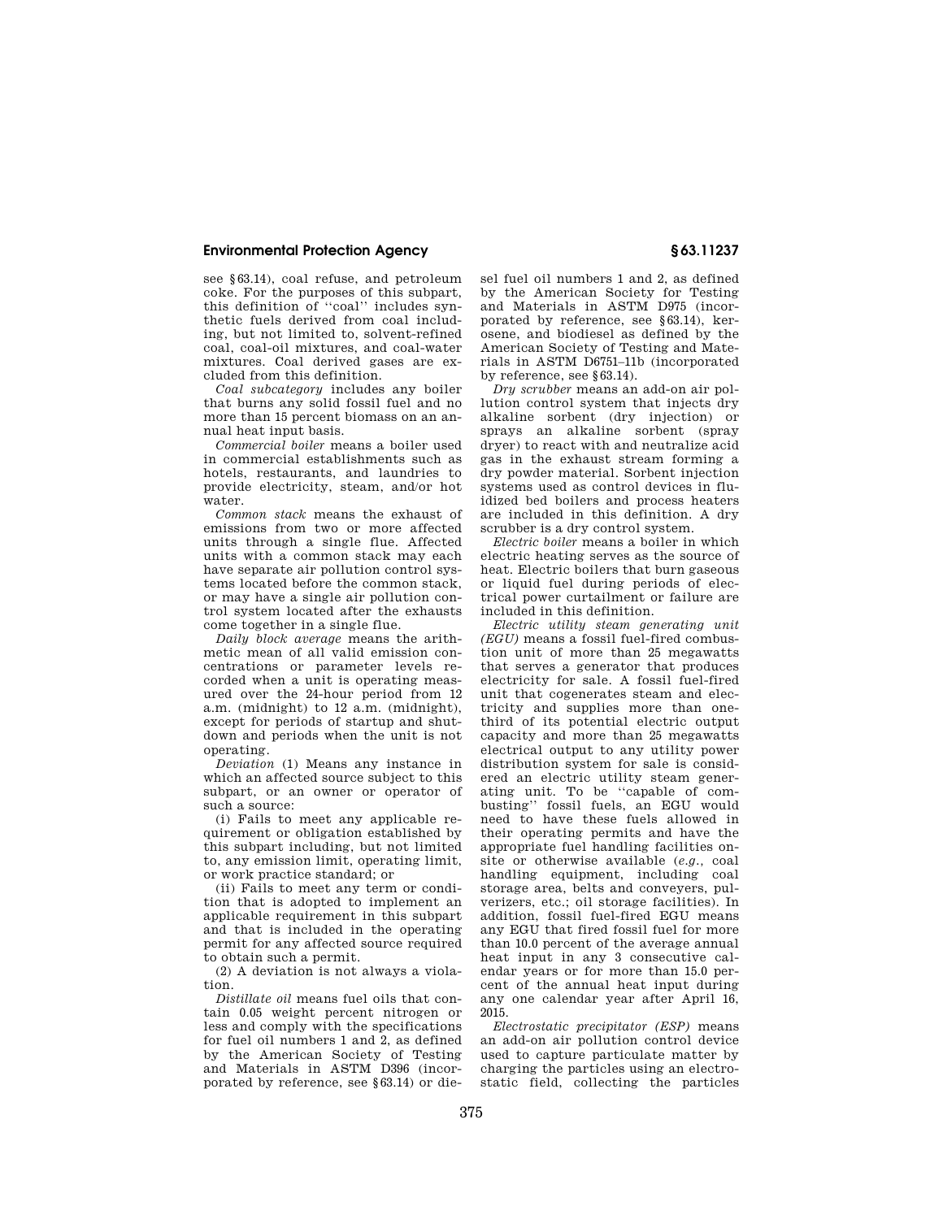see §63.14), coal refuse, and petroleum coke. For the purposes of this subpart, this definition of ''coal'' includes synthetic fuels derived from coal including, but not limited to, solvent-refined coal, coal-oil mixtures, and coal-water mixtures. Coal derived gases are excluded from this definition.

*Coal subcategory* includes any boiler that burns any solid fossil fuel and no more than 15 percent biomass on an annual heat input basis.

*Commercial boiler* means a boiler used in commercial establishments such as hotels, restaurants, and laundries to provide electricity, steam, and/or hot water.

*Common stack* means the exhaust of emissions from two or more affected units through a single flue. Affected units with a common stack may each have separate air pollution control systems located before the common stack, or may have a single air pollution control system located after the exhausts come together in a single flue.

*Daily block average* means the arithmetic mean of all valid emission concentrations or parameter levels recorded when a unit is operating measured over the 24-hour period from 12 a.m. (midnight) to 12 a.m. (midnight), except for periods of startup and shutdown and periods when the unit is not operating.

*Deviation* (1) Means any instance in which an affected source subject to this subpart, or an owner or operator of such a source:

(i) Fails to meet any applicable requirement or obligation established by this subpart including, but not limited to, any emission limit, operating limit, or work practice standard; or

(ii) Fails to meet any term or condition that is adopted to implement an applicable requirement in this subpart and that is included in the operating permit for any affected source required to obtain such a permit.

(2) A deviation is not always a violation.

*Distillate oil* means fuel oils that contain 0.05 weight percent nitrogen or less and comply with the specifications for fuel oil numbers 1 and 2, as defined by the American Society of Testing and Materials in ASTM D396 (incorporated by reference, see §63.14) or diesel fuel oil numbers 1 and 2, as defined by the American Society for Testing and Materials in ASTM D975 (incorporated by reference, see §63.14), kerosene, and biodiesel as defined by the American Society of Testing and Materials in ASTM D6751–11b (incorporated by reference, see §63.14).

*Dry scrubber* means an add-on air pollution control system that injects dry alkaline sorbent (dry injection) or sprays an alkaline sorbent (spray dryer) to react with and neutralize acid gas in the exhaust stream forming a dry powder material. Sorbent injection systems used as control devices in fluidized bed boilers and process heaters are included in this definition. A dry scrubber is a dry control system.

*Electric boiler* means a boiler in which electric heating serves as the source of heat. Electric boilers that burn gaseous or liquid fuel during periods of electrical power curtailment or failure are included in this definition.

*Electric utility steam generating unit (EGU)* means a fossil fuel-fired combustion unit of more than 25 megawatts that serves a generator that produces electricity for sale. A fossil fuel-fired unit that cogenerates steam and electricity and supplies more than one-third of its potential electric output capacity and more than 25 megawatts electrical output to any utility power distribution system for sale is considered an electric utility steam generating unit. To be ''capable of combusting'' fossil fuels, an EGU would need to have these fuels allowed in their operating permits and have the appropriate fuel handling facilities onsite or otherwise available (*e.g.*, coal handling equipment, including coal storage area, belts and conveyers, pulverizers, etc.; oil storage facilities). In addition, fossil fuel-fired EGU means any EGU that fired fossil fuel for more than 10.0 percent of the average annual heat input in any 3 consecutive calendar years or for more than 15.0 percent of the annual heat input during any one calendar year after April 16, 2015.

*Electrostatic precipitator (ESP)* means an add-on air pollution control device used to capture particulate matter by charging the particles using an electrostatic field, collecting the particles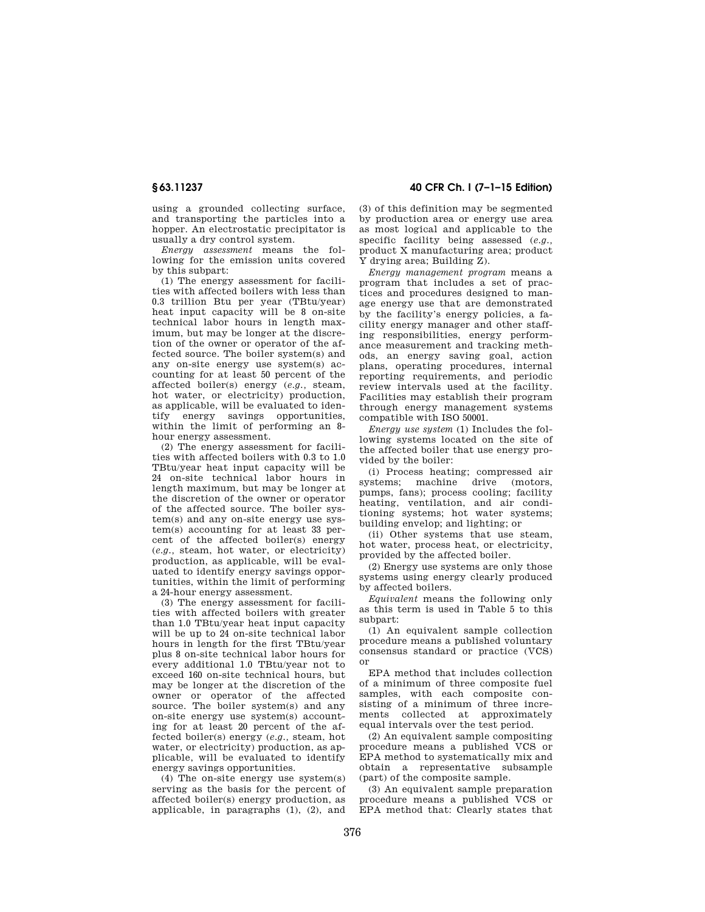using a grounded collecting surface, and transporting the particles into a hopper. An electrostatic precipitator is usually a dry control system.

*Energy assessment* means the following for the emission units covered by this subpart:

(1) The energy assessment for facilities with affected boilers with less than 0.3 trillion Btu per year (TBtu/year) heat input capacity will be 8 on-site technical labor hours in length maximum, but may be longer at the discretion of the owner or operator of the affected source. The boiler system(s) and any on-site energy use system(s) accounting for at least 50 percent of the affected boiler(s) energy (*e.g.*, steam, hot water, or electricity) production, as applicable, will be evaluated to identify energy savings opportunities, within the limit of performing an 8-hour energy assessment.

(2) The energy assessment for facilities with affected boilers with 0.3 to 1.0 TBtu/year heat input capacity will be 24 on-site technical labor hours in length maximum, but may be longer at the discretion of the owner or operator of the affected source. The boiler system(s) and any on-site energy use system(s) accounting for at least 33 percent of the affected boiler(s) energy (*e.g.*, steam, hot water, or electricity) production, as applicable, will be evaluated to identify energy savings opportunities, within the limit of performing a 24-hour energy assessment.

(3) The energy assessment for facilities with affected boilers with greater than 1.0 TBtu/year heat input capacity will be up to 24 on-site technical labor hours in length for the first TBtu/year plus 8 on-site technical labor hours for every additional 1.0 TBtu/year not to exceed 160 on-site technical hours, but may be longer at the discretion of the owner or operator of the affected source. The boiler system(s) and any on-site energy use system(s) accounting for at least 20 percent of the affected boiler(s) energy (*e.g.*, steam, hot water, or electricity) production, as applicable, will be evaluated to identify energy savings opportunities.

(4) The on-site energy use system(s) serving as the basis for the percent of affected boiler(s) energy production, as applicable, in paragraphs (1), (2), and (3) of this definition may be segmented by production area or energy use area as most logical and applicable to the specific facility being assessed (*e.g.*, product X manufacturing area; product Y drying area; Building Z).

*Energy management program* means a program that includes a set of practices and procedures designed to manage energy use that are demonstrated by the facility's energy policies, a facility energy manager and other staffing responsibilities, energy performance measurement and tracking methods, an energy saving goal, action plans, operating procedures, internal reporting requirements, and periodic review intervals used at the facility. Facilities may establish their program through energy management systems compatible with ISO 50001.

*Energy use system* (1) Includes the following systems located on the site of the affected boiler that use energy provided by the boiler:

(i) Process heating; compressed air systems; machine drive (motors, pumps, fans); process cooling; facility heating, ventilation, and air conditioning systems; hot water systems; building envelop; and lighting; or

(ii) Other systems that use steam, hot water, process heat, or electricity, provided by the affected boiler.

(2) Energy use systems are only those systems using energy clearly produced by affected boilers.

*Equivalent* means the following only as this term is used in Table 5 to this subpart:

(1) An equivalent sample collection procedure means a published voluntary consensus standard or practice (VCS) or EPA method that includes collection of a minimum of three composite fuel samples, with each composite consisting of a minimum of three increments collected at approximately equal intervals over the test period.

(2) An equivalent sample compositing procedure means a published VCS or EPA method to systematically mix and obtain a representative subsample (part) of the composite sample.

(3) An equivalent sample preparation procedure means a published VCS or EPA method that: Clearly states that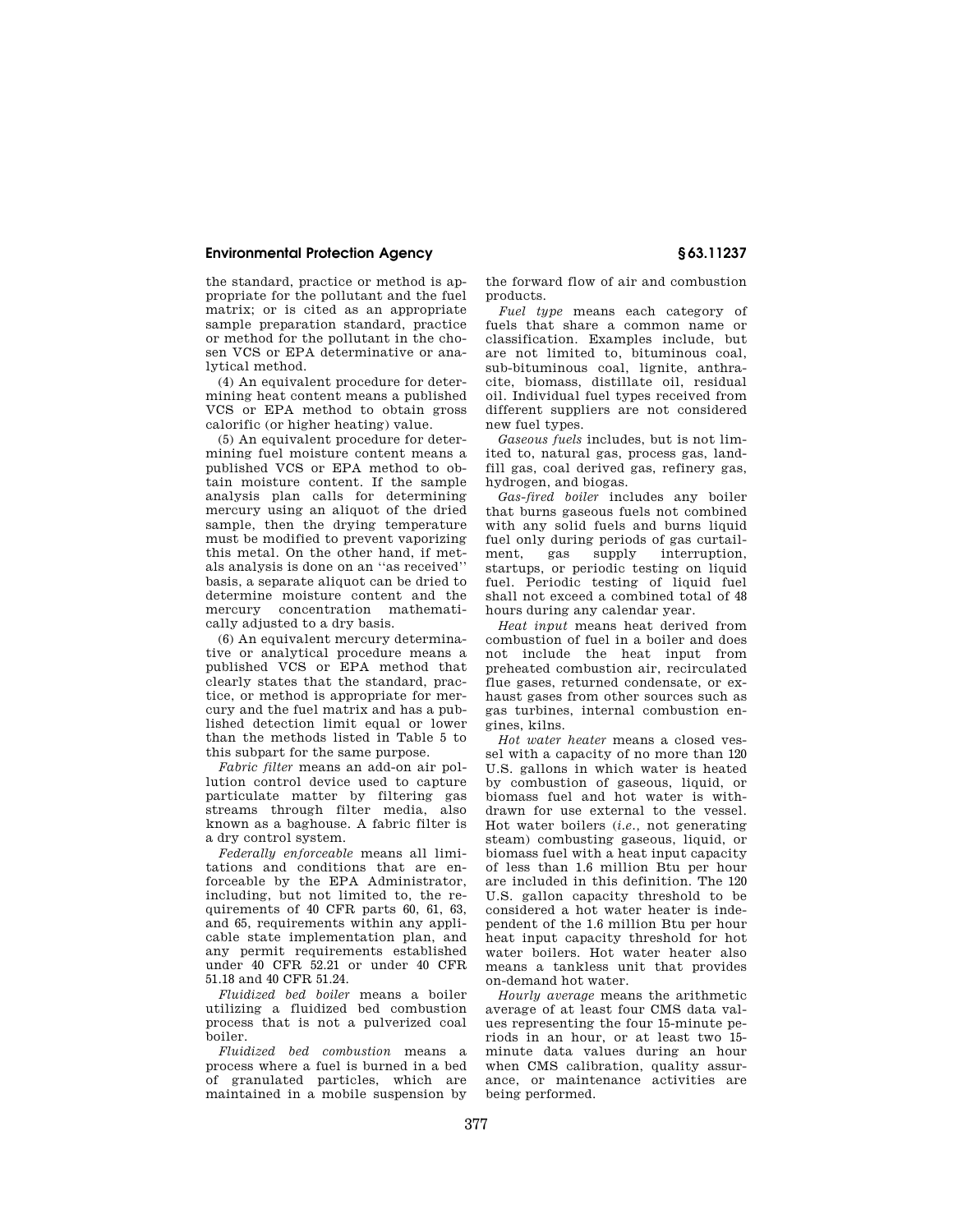the standard, practice or method is appropriate for the pollutant and the fuel matrix; or is cited as an appropriate sample preparation standard, practice or method for the pollutant in the chosen VCS or EPA determinative or analytical method.

(4) An equivalent procedure for determining heat content means a published VCS or EPA method to obtain gross calorific (or higher heating) value.

(5) An equivalent procedure for determining fuel moisture content means a published VCS or EPA method to obtain moisture content. If the sample analysis plan calls for determining mercury using an aliquot of the dried sample, then the drying temperature must be modified to prevent vaporizing this metal. On the other hand, if metals analysis is done on an ''as received'' basis, a separate aliquot can be dried to determine moisture content and the mercury concentration mathematically adjusted to a dry basis.

(6) An equivalent mercury determinative or analytical procedure means a published VCS or EPA method that clearly states that the standard, practice, or method is appropriate for mercury and the fuel matrix and has a published detection limit equal or lower than the methods listed in Table 5 to this subpart for the same purpose.

*Fabric filter* means an add-on air pollution control device used to capture particulate matter by filtering gas streams through filter media, also known as a baghouse. A fabric filter is a dry control system.

*Federally enforceable* means all limitations and conditions that are enforceable by the EPA Administrator, including, but not limited to, the requirements of 40 CFR parts 60, 61, 63, and 65, requirements within any applicable state implementation plan, and any permit requirements established under 40 CFR 52.21 or under 40 CFR 51.18 and 40 CFR 51.24.

*Fluidized bed boiler* means a boiler utilizing a fluidized bed combustion process that is not a pulverized coal boiler.

*Fluidized bed combustion* means a process where a fuel is burned in a bed of granulated particles, which are maintained in a mobile suspension by the forward flow of air and combustion products.

*Fuel type* means each category of fuels that share a common name or classification. Examples include, but are not limited to, bituminous coal, sub-bituminous coal, lignite, anthracite, biomass, distillate oil, residual oil. Individual fuel types received from different suppliers are not considered new fuel types.

*Gaseous fuels* includes, but is not limited to, natural gas, process gas, landfill gas, coal derived gas, refinery gas, hydrogen, and biogas.

*Gas-fired boiler* includes any boiler that burns gaseous fuels not combined with any solid fuels and burns liquid fuel only during periods of gas curtailment, gas supply interruption, startups, or periodic testing on liquid fuel. Periodic testing of liquid fuel shall not exceed a combined total of 48 hours during any calendar year.

*Heat input* means heat derived from combustion of fuel in a boiler and does not include the heat input from preheated combustion air, recirculated flue gases, returned condensate, or exhaust gases from other sources such as gas turbines, internal combustion engines, kilns.

*Hot water heater* means a closed vessel with a capacity of no more than 120 U.S. gallons in which water is heated by combustion of gaseous, liquid, or biomass fuel and hot water is withdrawn for use external to the vessel. Hot water boilers (*i.e.*, not generating steam) combusting gaseous, liquid, or biomass fuel with a heat input capacity of less than 1.6 million Btu per hour are included in this definition. The 120 U.S. gallon capacity threshold to be considered a hot water heater is independent of the 1.6 million Btu per hour heat input capacity threshold for hot water boilers. Hot water heater also means a tankless unit that provides on-demand hot water.

*Hourly average* means the arithmetic average of at least four CMS data values representing the four 15-minute periods in an hour, or at least two 15-minute data values during an hour when CMS calibration, quality assurance, or maintenance activities are being performed.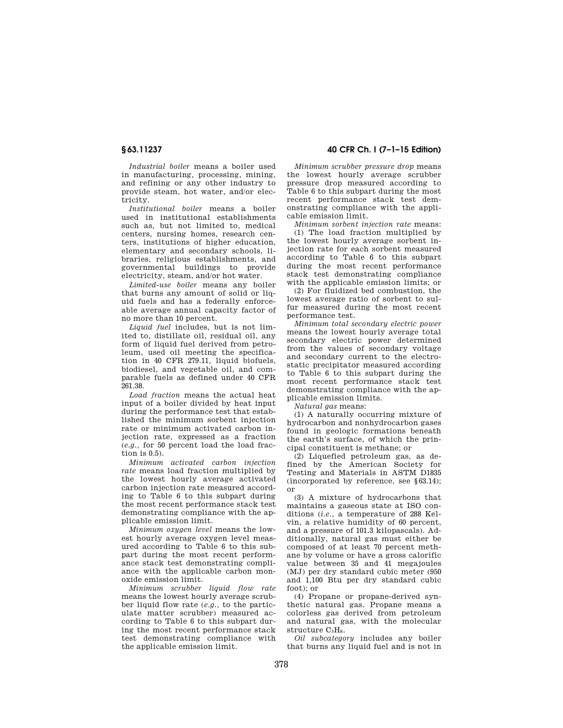*Industrial boiler* means a boiler used in manufacturing, processing, mining, and refining or any other industry to provide steam, hot water, and/or electricity.

*Institutional boiler* means a boiler used in institutional establishments such as, but not limited to, medical centers, nursing homes, research centers, institutions of higher education, elementary and secondary schools, libraries, religious establishments, and governmental buildings to provide electricity, steam, and/or hot water.

*Limited-use boiler* means any boiler that burns any amount of solid or liquid fuels and has a federally enforceable average annual capacity factor of no more than 10 percent.

*Liquid fuel* includes, but is not limited to, distillate oil, residual oil, any form of liquid fuel derived from petroleum, used oil meeting the specification in 40 CFR 279.11, liquid biofuels, biodiesel, and vegetable oil, and comparable fuels as defined under 40 CFR 261.38.

*Load fraction* means the actual heat input of a boiler divided by heat input during the performance test that established the minimum sorbent injection rate or minimum activated carbon injection rate, expressed as a fraction (*e.g.*, for 50 percent load the load fraction is 0.5).

*Minimum activated carbon injection rate* means load fraction multiplied by the lowest hourly average activated carbon injection rate measured according to Table 6 to this subpart during the most recent performance stack test demonstrating compliance with the applicable emission limit.

*Minimum oxygen level* means the lowest hourly average oxygen level measured according to Table 6 to this subpart during the most recent performance stack test demonstrating compliance with the applicable carbon monoxide emission limit.

*Minimum scrubber liquid flow rate* means the lowest hourly average scrubber liquid flow rate (*e.g.*, to the particulate matter scrubber) measured according to Table 6 to this subpart during the most recent performance stack test demonstrating compliance with the applicable emission limit.

*Minimum scrubber pressure drop* means the lowest hourly average scrubber pressure drop measured according to Table 6 to this subpart during the most recent performance stack test demonstrating compliance with the applicable emission limit.

*Minimum sorbent injection rate* means:

(1) The load fraction multiplied by the lowest hourly average sorbent injection rate for each sorbent measured according to Table 6 to this subpart during the most recent performance stack test demonstrating compliance with the applicable emission limits; or

(2) For fluidized bed combustion, the lowest average ratio of sorbent to sulfur measured during the most recent performance test.

*Minimum total secondary electric power* means the lowest hourly average total secondary electric power determined from the values of secondary voltage and secondary current to the electrostatic precipitator measured according to Table 6 to this subpart during the most recent performance stack test demonstrating compliance with the applicable emission limits.

*Natural gas* means:

(1) A naturally occurring mixture of hydrocarbon and nonhydrocarbon gases found in geologic formations beneath the earth's surface, of which the principal constituent is methane; or

(2) Liquefied petroleum gas, as defined by the American Society for Testing and Materials in ASTM D1835 (incorporated by reference, see §63.14); or

(3) A mixture of hydrocarbons that maintains a gaseous state at ISO conditions (*i.e.*, a temperature of 288 Kelvin, a relative humidity of 60 percent, and a pressure of 101.3 kilopascals). Additionally, natural gas must either be composed of at least 70 percent methane by volume or have a gross calorific value between 35 and 41 megajoules (MJ) per dry standard cubic meter (950 and 1,100 Btu per dry standard cubic foot); or

(4) Propane or propane-derived synthetic natural gas. Propane means a colorless gas derived from petroleum and natural gas, with the molecular structure $C_3H_8$.

*Oil subcategory* includes any boiler that burns any liquid fuel and is not in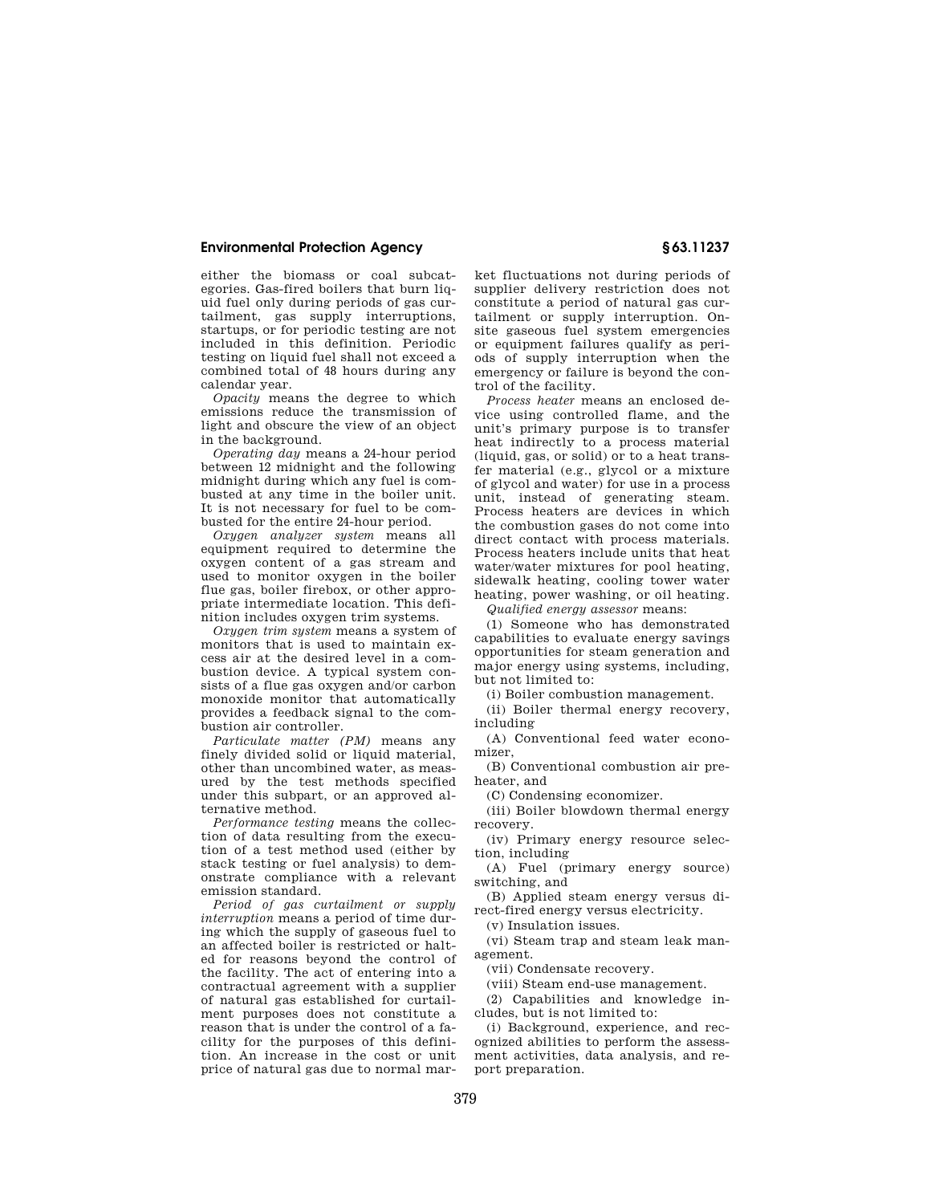either the biomass or coal subcategories. Gas-fired boilers that burn liquid fuel only during periods of gas curtailment, gas supply interruptions, startups, or for periodic testing are not included in this definition. Periodic testing on liquid fuel shall not exceed a combined total of 48 hours during any calendar year.

*Opacity* means the degree to which emissions reduce the transmission of light and obscure the view of an object in the background.

*Operating day* means a 24-hour period between 12 midnight and the following midnight during which any fuel is combusted at any time in the boiler unit. It is not necessary for fuel to be combusted for the entire 24-hour period.

*Oxygen analyzer system* means all equipment required to determine the oxygen content of a gas stream and used to monitor oxygen in the boiler flue gas, boiler firebox, or other appropriate intermediate location. This definition includes oxygen trim systems.

*Oxygen trim system* means a system of monitors that is used to maintain excess air at the desired level in a combustion device. A typical system consists of a flue gas oxygen and/or carbon monoxide monitor that automatically provides a feedback signal to the combustion air controller.

*Particulate matter (PM)* means any finely divided solid or liquid material, other than uncombined water, as measured by the test methods specified under this subpart, or an approved alternative method.

*Performance testing* means the collection of data resulting from the execution of a test method used (either by stack testing or fuel analysis) to demonstrate compliance with a relevant emission standard.

*Period of gas curtailment or supply interruption* means a period of time during which the supply of gaseous fuel to an affected boiler is restricted or halted for reasons beyond the control of the facility. The act of entering into a contractual agreement with a supplier of natural gas established for curtailment purposes does not constitute a reason that is under the control of a facility for the purposes of this definition. An increase in the cost or unit price of natural gas due to normal market fluctuations not during periods of supplier delivery restriction does not constitute a period of natural gas curtailment or supply interruption. On-site gaseous fuel system emergencies or equipment failures qualify as periods of supply interruption when the emergency or failure is beyond the control of the facility.

*Process heater* means an enclosed device using controlled flame, and the unit's primary purpose is to transfer heat indirectly to a process material (liquid, gas, or solid) or to a heat transfer material (e.g., glycol or a mixture of glycol and water) for use in a process unit, instead of generating steam. Process heaters are devices in which the combustion gases do not come into direct contact with process materials. Process heaters include units that heat water/water mixtures for pool heating, sidewalk heating, cooling tower water heating, power washing, or oil heating.

*Qualified energy assessor* means:

(1) Someone who has demonstrated capabilities to evaluate energy savings opportunities for steam generation and major energy using systems, including, but not limited to:

(i) Boiler combustion management.

(ii) Boiler thermal energy recovery, including

(A) Conventional feed water economizer,

(B) Conventional combustion air preheater, and

(C) Condensing economizer.

(iii) Boiler blowdown thermal energy recovery.

(iv) Primary energy resource selection, including

(A) Fuel (primary energy source) switching, and

(B) Applied steam energy versus direct-fired energy versus electricity.

(v) Insulation issues.

(vi) Steam trap and steam leak management.

(vii) Condensate recovery.

(viii) Steam end-use management.

(2) Capabilities and knowledge includes, but is not limited to:

(i) Background, experience, and recognized abilities to perform the assessment activities, data analysis, and report preparation.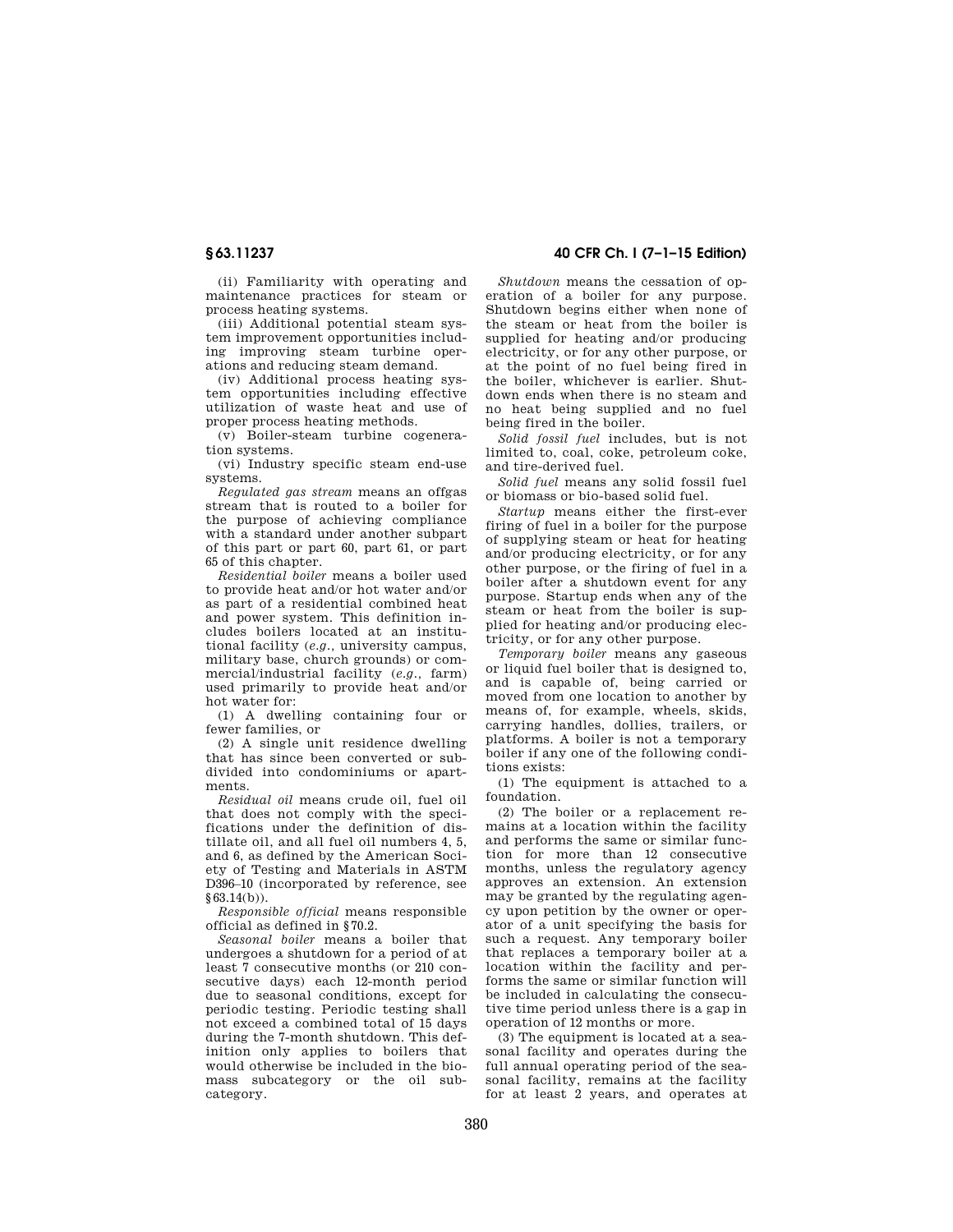(ii) Familiarity with operating and maintenance practices for steam or process heating systems.

(iii) Additional potential steam system improvement opportunities including improving steam turbine operations and reducing steam demand.

(iv) Additional process heating system opportunities including effective utilization of waste heat and use of proper process heating methods.

(v) Boiler-steam turbine cogeneration systems.

(vi) Industry specific steam end-use systems.

*Regulated gas stream* means an offgas stream that is routed to a boiler for the purpose of achieving compliance with a standard under another subpart of this part or part 60, part 61, or part 65 of this chapter.

*Residential boiler* means a boiler used to provide heat and/or hot water and/or as part of a residential combined heat and power system. This definition includes boilers located at an institutional facility (*e.g.*, university campus, military base, church grounds) or commercial/industrial facility (*e.g.*, farm) used primarily to provide heat and/or hot water for:

(1) A dwelling containing four or fewer families, or

(2) A single unit residence dwelling that has since been converted or subdivided into condominiums or apartments.

*Residual oil* means crude oil, fuel oil that does not comply with the specifications under the definition of distillate oil, and all fuel oil numbers 4, 5, and 6, as defined by the American Society of Testing and Materials in ASTM D396–10 (incorporated by reference, see §63.14(b)).

*Responsible official* means responsible official as defined in §70.2.

*Seasonal boiler* means a boiler that undergoes a shutdown for a period of at least 7 consecutive months (or 210 consecutive days) each 12-month period due to seasonal conditions, except for periodic testing. Periodic testing shall not exceed a combined total of 15 days during the 7-month shutdown. This definition only applies to boilers that would otherwise be included in the biomass subcategory or the oil subcategory.

*Shutdown* means the cessation of operation of a boiler for any purpose. Shutdown begins either when none of the steam or heat from the boiler is supplied for heating and/or producing electricity, or for any other purpose, or at the point of no fuel being fired in the boiler, whichever is earlier. Shutdown ends when there is no steam and no heat being supplied and no fuel being fired in the boiler.

*Solid fossil fuel* includes, but is not limited to, coal, coke, petroleum coke, and tire-derived fuel.

*Solid fuel* means any solid fossil fuel or biomass or bio-based solid fuel.

*Startup* means either the first-ever firing of fuel in a boiler for the purpose of supplying steam or heat for heating and/or producing electricity, or for any other purpose, or the firing of fuel in a boiler after a shutdown event for any purpose. Startup ends when any of the steam or heat from the boiler is supplied for heating and/or producing electricity, or for any other purpose.

*Temporary boiler* means any gaseous or liquid fuel boiler that is designed to, and is capable of, being carried or moved from one location to another by means of, for example, wheels, skids, carrying handles, dollies, trailers, or platforms. A boiler is not a temporary boiler if any one of the following conditions exists:

(1) The equipment is attached to a foundation.

(2) The boiler or a replacement remains at a location within the facility and performs the same or similar function for more than 12 consecutive months, unless the regulatory agency approves an extension. An extension may be granted by the regulating agency upon petition by the owner or operator of a unit specifying the basis for such a request. Any temporary boiler that replaces a temporary boiler at a location within the facility and performs the same or similar function will be included in calculating the consecutive time period unless there is a gap in operation of 12 months or more.

(3) The equipment is located at a seasonal facility and operates during the full annual operating period of the seasonal facility, remains at the facility for at least 2 years, and operates at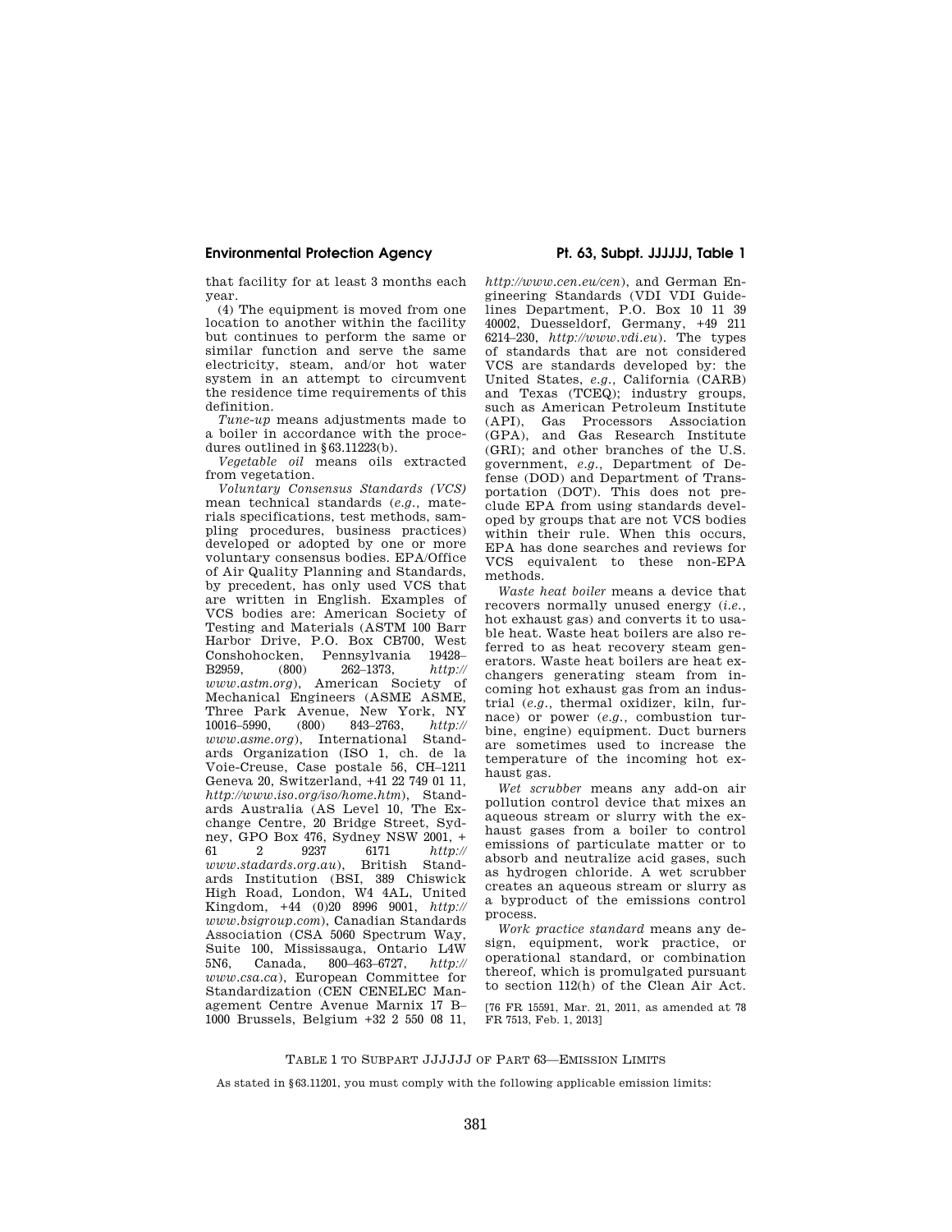that facility for at least 3 months each year.

(4) The equipment is moved from one location to another within the facility but continues to perform the same or similar function and serve the same electricity, steam, and/or hot water system in an attempt to circumvent the residence time requirements of this definition.

*Tune-up* means adjustments made to a boiler in accordance with the procedures outlined in §63.11223(b).

*Vegetable oil* means oils extracted from vegetation.

*Voluntary Consensus Standards (VCS)* mean technical standards (*e.g.*, materials specifications, test methods, sampling procedures, business practices) developed or adopted by one or more voluntary consensus bodies. EPA/Office of Air Quality Planning and Standards, by precedent, has only used VCS that are written in English. Examples of VCS bodies are: American Society of Testing and Materials (ASTM 100 Barr Harbor Drive, P.O. Box CB700, West Conshohocken, Pennsylvania 19428–B2959, (800) 262–1373, *http://www.astm.org*), American Society of Mechanical Engineers (ASME ASME, Three Park Avenue, New York, NY 10016–5990, (800) 843–2763, *http://www.asme.org*), International Standards Organization (ISO 1, ch. de la Voie-Creuse, Case postale 56, CH–1211 Geneva 20, Switzerland, +41 22 749 01 11, *http://www.iso.org/iso/home.htm*), Standards Australia (AS Level 10, The Exchange Centre, 20 Bridge Street, Sydney, GPO Box 476, Sydney NSW 2001, + 61 2 9237 6171 *http://www.stadards.org.au*), British Standards Institution (BSI, 389 Chiswick High Road, London, W4 4AL, United Kingdom, +44 (0)20 8996 9001, *http://www.bsigroup.com*), Canadian Standards Association (CSA 5060 Spectrum Way, Suite 100, Mississauga, Ontario L4W 5N6, Canada, 800–463–6727, *http://www.csa.ca*), European Committee for Standardization (CEN CENELEC Management Centre Avenue Marnix 17 B–1000 Brussels, Belgium +32 2 550 08 11, *http://www.cen.eu/cen*), and German Engineering Standards (VDI VDI Guidelines Department, P.O. Box 10 11 39 40002, Duesseldorf, Germany, +49 211 6214–230, *http://www.vdi.eu*). The types of standards that are not considered VCS are standards developed by: the United States, *e.g.*, California (CARB) and Texas (TCEQ); industry groups, such as American Petroleum Institute (API), Gas Processors Association (GPA), and Gas Research Institute (GRI); and other branches of the U.S. government, *e.g.*, Department of Defense (DOD) and Department of Transportation (DOT). This does not preclude EPA from using standards developed by groups that are not VCS bodies within their rule. When this occurs, EPA has done searches and reviews for VCS equivalent to these non-EPA methods.

*Waste heat boiler* means a device that recovers normally unused energy (*i.e.*, hot exhaust gas) and converts it to usable heat. Waste heat boilers are also referred to as heat recovery steam generators. Waste heat boilers are heat exchangers generating steam from incoming hot exhaust gas from an industrial (*e.g.*, thermal oxidizer, kiln, furnace) or power (*e.g.*, combustion turbine, engine) equipment. Duct burners are sometimes used to increase the temperature of the incoming hot exhaust gas.

*Wet scrubber* means any add-on air pollution control device that mixes an aqueous stream or slurry with the exhaust gases from a boiler to control emissions of particulate matter or to absorb and neutralize acid gases, such as hydrogen chloride. A wet scrubber creates an aqueous stream or slurry as a byproduct of the emissions control process.

*Work practice standard* means any design, equipment, work practice, or operational standard, or combination thereof, which is promulgated pursuant to section 112(h) of the Clean Air Act.

[76 FR 15591, Mar. 21, 2011, as amended at 78 FR 7513, Feb. 1, 2013]

## TABLE 1 TO SUBPART JJJJJJ OF PART 63—EMISSION LIMITS

As stated in §63.11201, you must comply with the following applicable emission limits: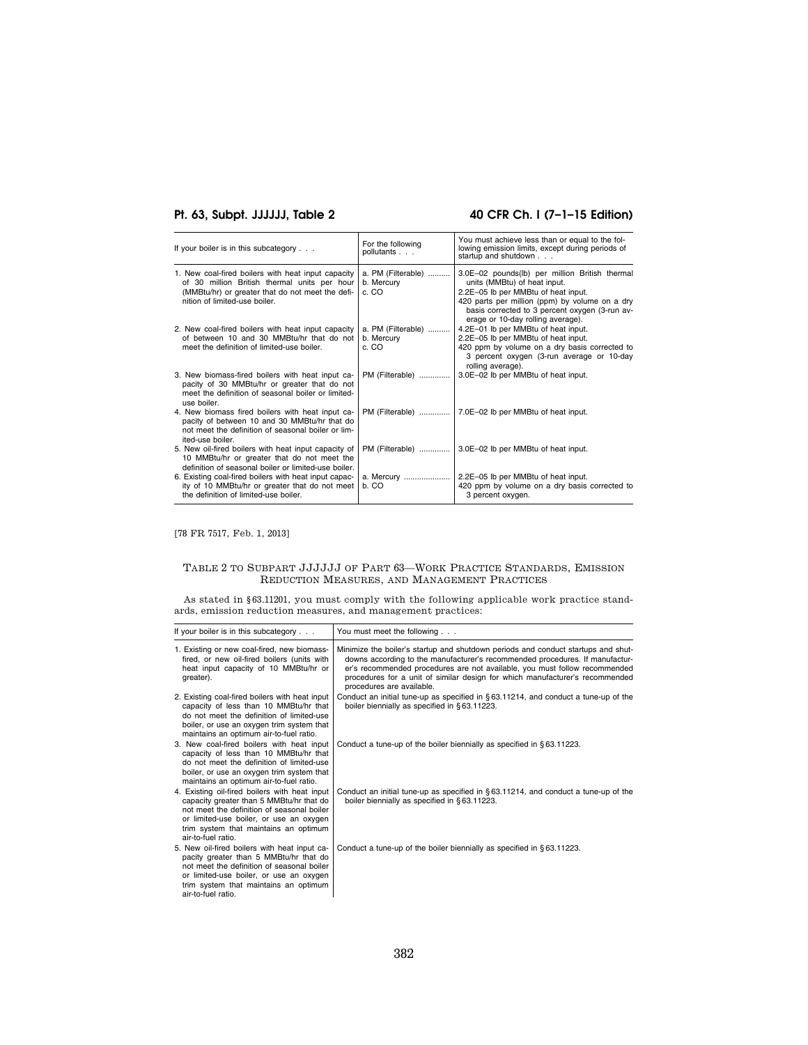| If your boiler is in this subcategory . . . | For the following pollutants . . . | You must achieve less than or equal to the following emission limits, except during periods of startup and shutdown . . . |
|---|---|---|
| 1. New coal-fired boilers with heat input capacity of 30 million British thermal units per hour (MMBtu/hr) or greater that do not meet the definition of limited-use boiler. | a. PM (Filterable) .......... b. Mercury c. CO | 3.0E–02 pounds(lb) per million British thermal units (MMBtu) of heat input. 2.2E–05 lb per MMBtu of heat input. 420 parts per million (ppm) by volume on a dry basis corrected to 3 percent oxygen (3-run average or 10-day rolling average). |
| 2. New coal-fired boilers with heat input capacity of between 10 and 30 MMBtu/hr that do not meet the definition of limited-use boiler. | a. PM (Filterable) .......... b. Mercury c. CO | 4.2E–01 lb per MMBtu of heat input. 2.2E–05 lb per MMBtu of heat input. 420 ppm by volume on a dry basis corrected to 3 percent oxygen (3-run average or 10-day rolling average). |
| 3. New biomass-fired boilers with heat input capacity of 30 MMBtu/hr or greater that do not meet the definition of seasonal boiler or limited-use boiler. | PM (Filterable) ............. | 3.0E–02 lb per MMBtu of heat input. |
| 4. New biomass fired boilers with heat input capacity of between 10 and 30 MMBtu/hr that do not meet the definition of seasonal boiler or limited-use boiler. | PM (Filterable) ............. | 7.0E–02 lb per MMBtu of heat input. |
| 5. New oil-fired boilers with heat input capacity of 10 MMBtu/hr or greater that do not meet the definition of seasonal boiler or limited-use boiler. | PM (Filterable) ............. | 3.0E–02 lb per MMBtu of heat input. |
| 6. Existing coal-fired boilers with heat input capacity of 10 MMBtu/hr or greater that do not meet the definition of limited-use boiler. | a. Mercury ..................... b. CO | 2.2E–05 lb per MMBtu of heat input. 420 ppm by volume on a dry basis corrected to 3 percent oxygen. |

[78 FR 7517, Feb. 1, 2013]

## Table 2 to Subpart JJJJJJ of Part 63—Work Practice Standards, Emission Reduction Measures, and Management Practices

As stated in §63.11201, you must comply with the following applicable work practice standards, emission reduction measures, and management practices:

| If your boiler is in this subcategory . . . | You must meet the following . . . |
|---|---|
| 1. Existing or new coal-fired, new biomass-fired, or new oil-fired boilers (units with heat input capacity of 10 MMBtu/hr or greater). | Minimize the boiler's startup and shutdown periods and conduct startups and shutdowns according to the manufacturer's recommended procedures. If manufacturer's recommended procedures are not available, you must follow recommended procedures for a unit of similar design for which manufacturer's recommended procedures are available. |
| 2. Existing coal-fired boilers with heat input capacity of less than 10 MMBtu/hr that do not meet the definition of limited-use boiler, or use an oxygen trim system that maintains an optimum air-to-fuel ratio. | Conduct an initial tune-up as specified in §63.11214, and conduct a tune-up of the boiler biennially as specified in §63.11223. |
| 3. New coal-fired boilers with heat input capacity of less than 10 MMBtu/hr that do not meet the definition of limited-use boiler, or use an oxygen trim system that maintains an optimum air-to-fuel ratio. | Conduct a tune-up of the boiler biennially as specified in §63.11223. |
| 4. Existing oil-fired boilers with heat input capacity greater than 5 MMBtu/hr that do not meet the definition of seasonal boiler or limited-use boiler, or use an oxygen trim system that maintains an optimum air-to-fuel ratio. | Conduct an initial tune-up as specified in §63.11214, and conduct a tune-up of the boiler biennially as specified in §63.11223. |
| 5. New oil-fired boilers with heat input capacity greater than 5 MMBtu/hr that do not meet the definition of seasonal boiler or limited-use boiler, or use an oxygen trim system that maintains an optimum air-to-fuel ratio. | Conduct a tune-up of the boiler biennially as specified in §63.11223. |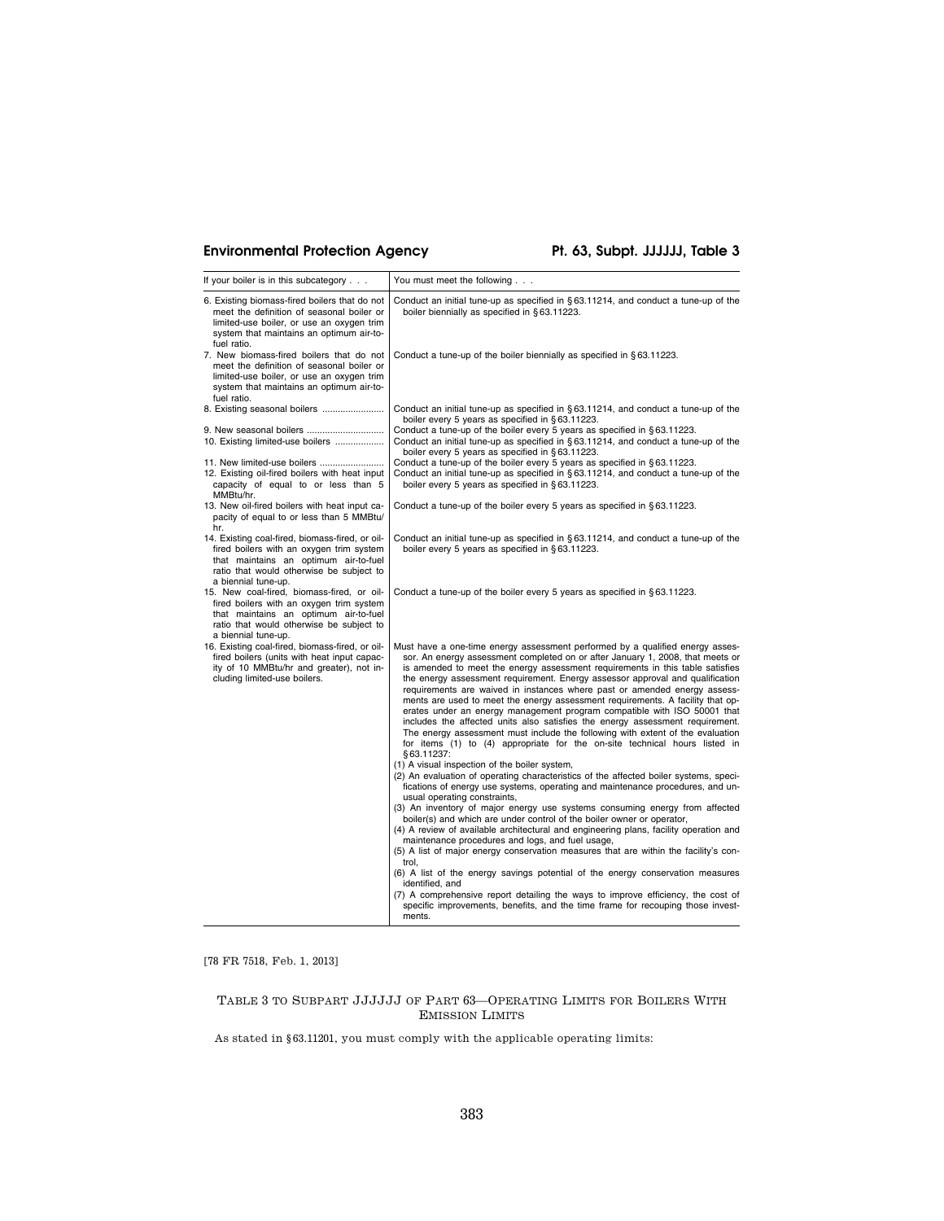| If your boiler is in this subcategory . . . | You must meet the following . . . |
|---|---|
| 6. Existing biomass-fired boilers that do not meet the definition of seasonal boiler or limited-use boiler, or use an oxygen trim system that maintains an optimum air-to-fuel ratio. | Conduct an initial tune-up as specified in § 63.11214, and conduct a tune-up of the boiler biennially as specified in § 63.11223. |
| 7. New biomass-fired boilers that do not meet the definition of seasonal boiler or limited-use boiler, or use an oxygen trim system that maintains an optimum air-to-fuel ratio. | Conduct a tune-up of the boiler biennially as specified in § 63.11223. |
| 8. Existing seasonal boilers | Conduct an initial tune-up as specified in § 63.11214, and conduct a tune-up of the boiler every 5 years as specified in § 63.11223. |
| 9. New seasonal boilers | Conduct a tune-up of the boiler every 5 years as specified in § 63.11223. |
| 10. Existing limited-use boilers | Conduct an initial tune-up as specified in § 63.11214, and conduct a tune-up of the boiler every 5 years as specified in § 63.11223. |
| 11. New limited-use boilers | Conduct a tune-up of the boiler every 5 years as specified in § 63.11223. |
| 12. Existing oil-fired boilers with heat input capacity of equal to or less than 5 MMBtu/hr. | Conduct an initial tune-up as specified in § 63.11214, and conduct a tune-up of the boiler every 5 years as specified in § 63.11223. |
| 13. New oil-fired boilers with heat input capacity of equal to or less than 5 MMBtu/hr. | Conduct a tune-up of the boiler every 5 years as specified in § 63.11223. |
| 14. Existing coal-fired, biomass-fired, or oil-fired boilers with an oxygen trim system that maintains an optimum air-to-fuel ratio that would otherwise be subject to a biennial tune-up. | Conduct an initial tune-up as specified in § 63.11214, and conduct a tune-up of the boiler every 5 years as specified in § 63.11223. |
| 15. New coal-fired, biomass-fired, or oil-fired boilers with an oxygen trim system that maintains an optimum air-to-fuel ratio that would otherwise be subject to a biennial tune-up. | Conduct a tune-up of the boiler every 5 years as specified in § 63.11223. |
| 16. Existing coal-fired, biomass-fired, or oil-fired boilers (units with heat input capacity of 10 MMBtu/hr and greater), not including limited-use boilers. | Must have a one-time energy assessment performed by a qualified energy assessor. An energy assessment completed on or after January 1, 2008, that meets or is amended to meet the energy assessment requirements in this table satisfies the energy assessment requirement. Energy assessor approval and qualification requirements are waived in instances where past or amended energy assessments are used to meet the energy assessment requirements. A facility that operates under an energy management program compatible with ISO 50001 that includes the affected units also satisfies the energy assessment requirement. The energy assessment must include the following with extent of the evaluation for items (1) to (4) appropriate for the on-site technical hours listed in § 63.11237:<br>(1) A visual inspection of the boiler system,<br>(2) An evaluation of operating characteristics of the affected boiler systems, specifications of energy use systems, operating and maintenance procedures, and unusual operating constraints,<br>(3) An inventory of major energy use systems consuming energy from affected boiler(s) and which are under control of the boiler owner or operator,<br>(4) A review of available architectural and engineering plans, facility operation and maintenance procedures and logs, and fuel usage,<br>(5) A list of major energy conservation measures that are within the facility's control,<br>(6) A list of the energy savings potential of the energy conservation measures identified, and<br>(7) A comprehensive report detailing the ways to improve efficiency, the cost of specific improvements, benefits, and the time frame for recouping those investments. |

[78 FR 7518, Feb. 1, 2013]

## TABLE 3 TO SUBPART JJJJJJ OF PART 63—OPERATING LIMITS FOR BOILERS WITH EMISSION LIMITS

As stated in § 63.11201, you must comply with the applicable operating limits: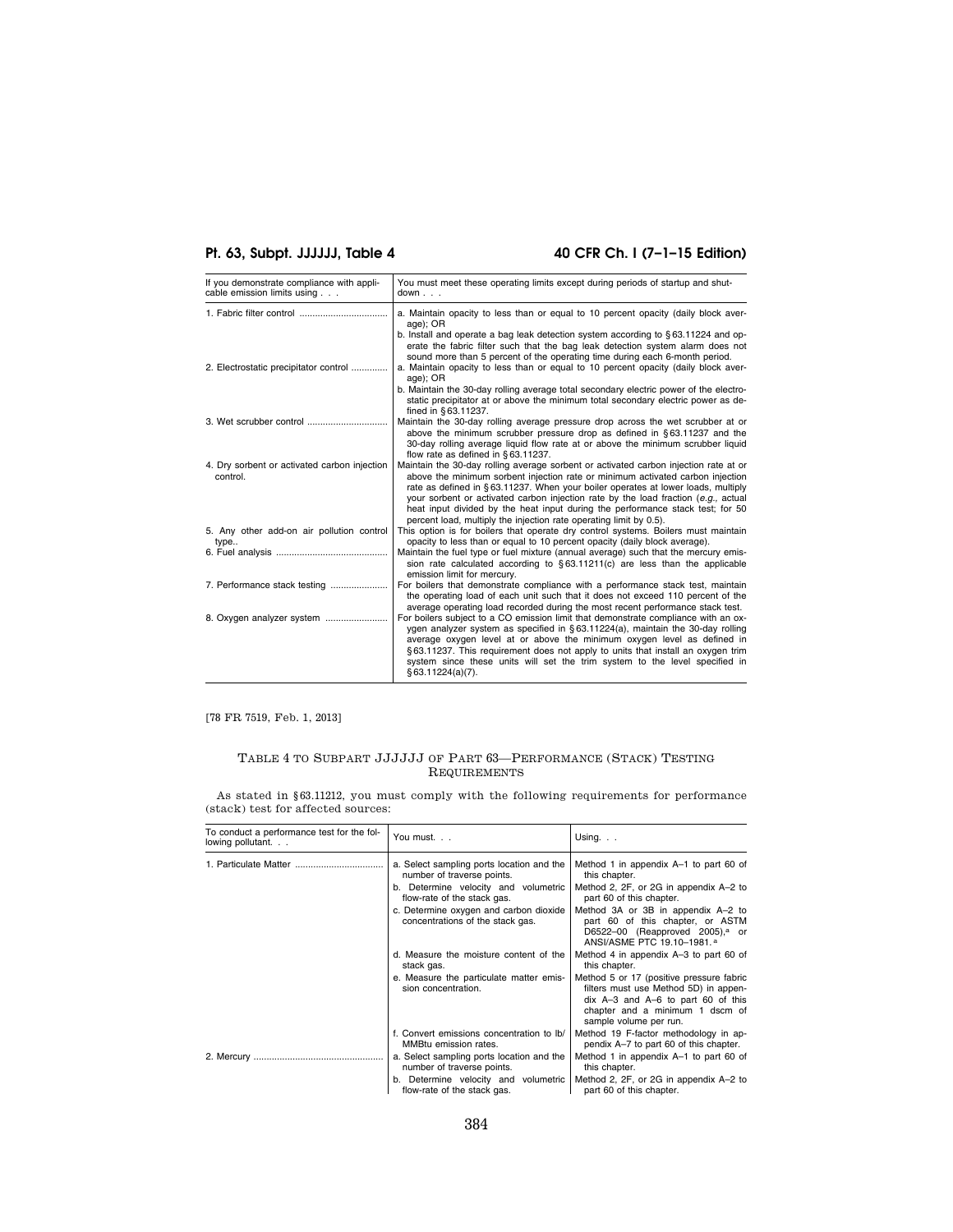| If you demonstrate compliance with applicable emission limits using . . . | You must meet these operating limits except during periods of startup and shutdown . . . |
| --- | --- |
| 1. Fabric filter control | a. Maintain opacity to less than or equal to 10 percent opacity (daily block average); OR<br>b. Install and operate a bag leak detection system according to §63.11224 and operate the fabric filter such that the bag leak detection system alarm does not sound more than 5 percent of the operating time during each 6-month period. |
| 2. Electrostatic precipitator control | a. Maintain opacity to less than or equal to 10 percent opacity (daily block average); OR<br>b. Maintain the 30-day rolling average total secondary electric power of the electrostatic precipitator at or above the minimum total secondary electric power as defined in §63.11237. |
| 3. Wet scrubber control | Maintain the 30-day rolling average pressure drop across the wet scrubber at or above the minimum scrubber pressure drop as defined in §63.11237 and the 30-day rolling average liquid flow rate at or above the minimum scrubber liquid flow rate as defined in §63.11237. |
| 4. Dry sorbent or activated carbon injection control. | Maintain the 30-day rolling average sorbent or activated carbon injection rate at or above the minimum sorbent injection rate or minimum activated carbon injection rate as defined in §63.11237. When your boiler operates at lower loads, multiply your sorbent or activated carbon injection rate by the load fraction (*e.g.,* actual heat input divided by the heat input during the performance stack test; for 50 percent load, multiply the injection rate operating limit by 0.5). |
| 5. Any other add-on air pollution control type.. | This option is for boilers that operate dry control systems. Boilers must maintain opacity to less than or equal to 10 percent opacity (daily block average). |
| 6. Fuel analysis | Maintain the fuel type or fuel mixture (annual average) such that the mercury emission rate calculated according to §63.11211(c) are less than the applicable emission limit for mercury. |
| 7. Performance stack testing | For boilers that demonstrate compliance with a performance stack test, maintain the operating load of each unit such that it does not exceed 110 percent of the average operating load recorded during the most recent performance stack test. |
| 8. Oxygen analyzer system | For boilers subject to a CO emission limit that demonstrate compliance with an oxygen analyzer system as specified in §63.11224(a), maintain the 30-day rolling average oxygen level at or above the minimum oxygen level as defined in §63.11237. This requirement does not apply to units that install an oxygen trim system since these units will set the trim system to the level specified in §63.11224(a)(7). |

[78 FR 7519, Feb. 1, 2013]

## TABLE 4 TO SUBPART JJJJJJ OF PART 63—PERFORMANCE (STACK) TESTING REQUIREMENTS

As stated in §63.11212, you must comply with the following requirements for performance (stack) test for affected sources:

| To conduct a performance test for the following pollutant. . . | You must. . . | Using. . . |
| --- | --- | --- |
| 1. Particulate Matter | a. Select sampling ports location and the number of traverse points. | Method 1 in appendix A–1 to part 60 of this chapter. |
| | b. Determine velocity and volumetric flow-rate of the stack gas. | Method 2, 2F, or 2G in appendix A–2 to part 60 of this chapter. |
| | c. Determine oxygen and carbon dioxide concentrations of the stack gas. | Method 3A or 3B in appendix A–2 to part 60 of this chapter, or ASTM D6522–00 (Reapproved 2005),[a] or ANSI/ASME PTC 19.10–1981.[a] |
| | d. Measure the moisture content of the stack gas. | Method 4 in appendix A–3 to part 60 of this chapter. |
| | e. Measure the particulate matter emission concentration. | Method 5 or 17 (positive pressure fabric filters must use Method 5D) in appendix A–3 and A–6 to part 60 of this chapter and a minimum 1 dscm of sample volume per run. |
| | f. Convert emissions concentration to lb/MMBtu emission rates. | Method 19 F-factor methodology in appendix A–7 to part 60 of this chapter. |
| 2. Mercury | a. Select sampling ports location and the number of traverse points. | Method 1 in appendix A–1 to part 60 of this chapter. |
| | b. Determine velocity and volumetric flow-rate of the stack gas. | Method 2, 2F, or 2G in appendix A–2 to part 60 of this chapter. |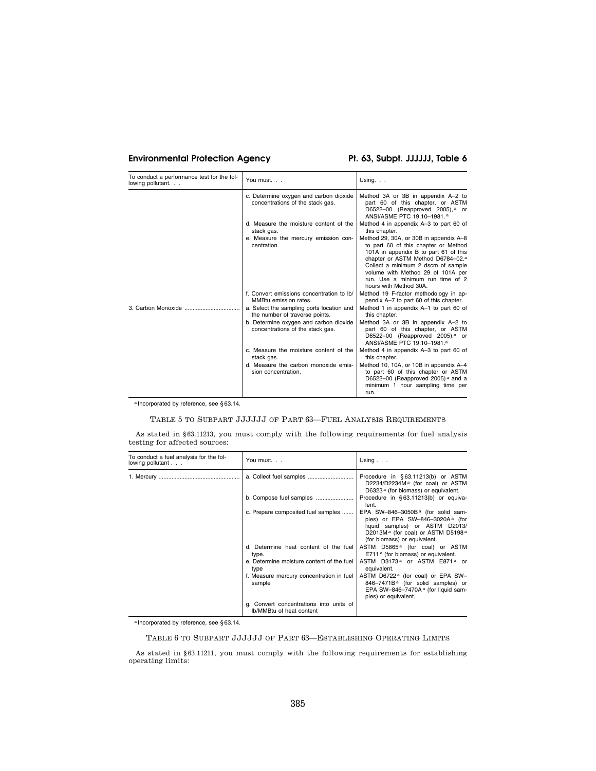| To conduct a performance test for the following pollutant. . . | You must. . . | Using. . . |
|---|---|---|
| | c. Determine oxygen and carbon dioxide concentrations of the stack gas. | Method 3A or 3B in appendix A–2 to part 60 of this chapter, or ASTM D6522–00 (Reapproved 2005),[a] or ANSI/ASME PTC 19.10–1981.[a] |
| | d. Measure the moisture content of the stack gas. | Method 4 in appendix A–3 to part 60 of this chapter. |
| | e. Measure the mercury emission concentration. | Method 29, 30A, or 30B in appendix A–8 to part 60 of this chapter or Method 101A in appendix B to part 61 of this chapter or ASTM Method D6784–02.[a] Collect a minimum 2 dscm of sample volume with Method 29 of 101A per run. Use a minimum run time of 2 hours with Method 30A. |
| | f. Convert emissions concentration to lb/MMBtu emission rates. | Method 19 F-factor methodology in appendix A–7 to part 60 of this chapter. |
| 3. Carbon Monoxide | a. Select the sampling ports location and the number of traverse points. | Method 1 in appendix A–1 to part 60 of this chapter. |
| | b. Determine oxygen and carbon dioxide concentrations of the stack gas. | Method 3A or 3B in appendix A–2 to part 60 of this chapter, or ASTM D6522–00 (Reapproved 2005),[a] or ANSI/ASME PTC 19.10–1981.[a] |
| | c. Measure the moisture content of the stack gas. | Method 4 in appendix A–3 to part 60 of this chapter. |
| | d. Measure the carbon monoxide emission concentration. | Method 10, 10A, or 10B in appendix A–4 to part 60 of this chapter or ASTM D6522–00 (Reapproved 2005)[a] and a minimum 1 hour sampling time per run. |

[a] Incorporated by reference, see §63.14.

## TABLE 5 TO SUBPART JJJJJJ OF PART 63—FUEL ANALYSIS REQUIREMENTS

As stated in §63.11213, you must comply with the following requirements for fuel analysis testing for affected sources:

| To conduct a fuel analysis for the following pollutant . . . | You must. . . | Using . . . |
|---|---|---|
| 1. Mercury | a. Collect fuel samples | Procedure in §63.11213(b) or ASTM D2234/D2234M[a] (for coal) or ASTM D6323[a] (for biomass) or equivalent. |
| | b. Compose fuel samples | Procedure in §63.11213(b) or equivalent. |
| | c. Prepare composited fuel samples | EPA SW–846–3050B[a] (for solid samples) or EPA SW–846–3020A[a] (for liquid samples) or ASTM D2013/D2013M[a] (for coal) or ASTM D5198[a] (for biomass) or equivalent. |
| | d. Determine heat content of the fuel type. | ASTM D5865[a] (for coal) or ASTM E711[a] (for biomass) or equivalent. |
| | e. Determine moisture content of the fuel type | ASTM D3173[a] or ASTM E871[a] or equivalent. |
| | f. Measure mercury concentration in fuel sample | ASTM D6722[a] (for coal) or EPA SW–846–7471B[a] (for solid samples) or EPA SW–846–7470A[a] (for liquid samples) or equivalent. |
| | g. Convert concentrations into units of lb/MMBtu of heat content | |

[a] Incorporated by reference, see §63.14.

## TABLE 6 TO SUBPART JJJJJJ OF PART 63—ESTABLISHING OPERATING LIMITS

As stated in §63.11211, you must comply with the following requirements for establishing operating limits: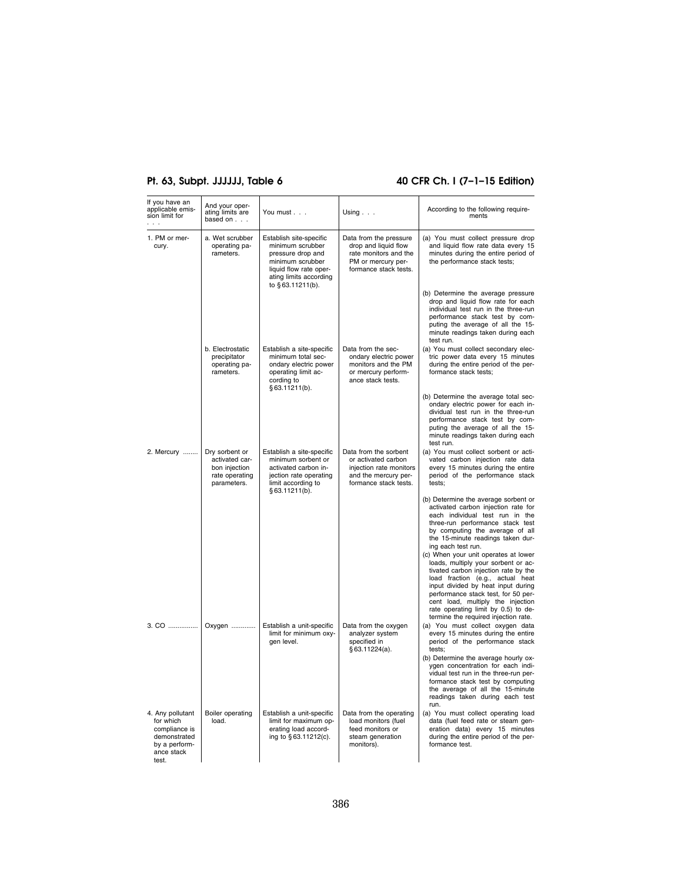| If you have an applicable emission limit for . . . | And your operating limits are based on . . . | You must . . . | Using . . . | According to the following requirements |
|---|---|---|---|---|
| 1. PM or mercury. | a. Wet scrubber operating parameters. | Establish site-specific minimum scrubber pressure drop and minimum scrubber liquid flow rate operating limits according to § 63.11211(b). | Data from the pressure drop and liquid flow rate monitors and the PM or mercury performance stack tests. | (a) You must collect pressure drop and liquid flow rate data every 15 minutes during the entire period of the performance stack tests; |
| | | | | (b) Determine the average pressure drop and liquid flow rate for each individual test run in the three-run performance stack test by computing the average of all the 15-minute readings taken during each test run. |
| | b. Electrostatic precipitator operating parameters. | Establish a site-specific minimum total secondary electric power operating limit according to § 63.11211(b). | Data from the secondary electric power monitors and the PM or mercury performance stack tests. | (a) You must collect secondary electric power data every 15 minutes during the entire period of the performance stack tests; |
| | | | | (b) Determine the average total secondary electric power for each individual test run in the three-run performance stack test by computing the average of all the 15-minute readings taken during each test run. |
| 2. Mercury ........ | Dry sorbent or activated carbon injection rate operating parameters. | Establish a site-specific minimum sorbent or activated carbon injection rate operating limit according to § 63.11211(b). | Data from the sorbent or activated carbon injection rate monitors and the mercury performance stack tests. | (a) You must collect sorbent or activated carbon injection rate data every 15 minutes during the entire period of the performance stack tests; |
| | | | | (b) Determine the average sorbent or activated carbon injection rate for each individual test run in the three-run performance stack test by computing the average of all the 15-minute readings taken during each test run. |
| | | | | (c) When your unit operates at lower loads, multiply your sorbent or activated carbon injection rate by the load fraction (e.g., actual heat input divided by heat input during performance stack test, for 50 percent load, multiply the injection rate operating limit by 0.5) to determine the required injection rate. |
| 3. CO ................ | Oxygen ............. | Establish a unit-specific limit for minimum oxygen level. | Data from the oxygen analyzer system specified in § 63.11224(a). | (a) You must collect oxygen data every 15 minutes during the entire period of the performance stack tests; |
| | | | | (b) Determine the average hourly oxygen concentration for each individual test run in the three-run performance stack test by computing the average of all the 15-minute readings taken during each test run. |
| 4. Any pollutant for which compliance is demonstrated by a performance stack test. | Boiler operating load. | Establish a unit-specific limit for maximum operating load according to § 63.11212(c). | Data from the operating load monitors (fuel feed monitors or steam generation monitors). | (a) You must collect operating load data (fuel feed rate or steam generation data) every 15 minutes during the entire period of the performance test. |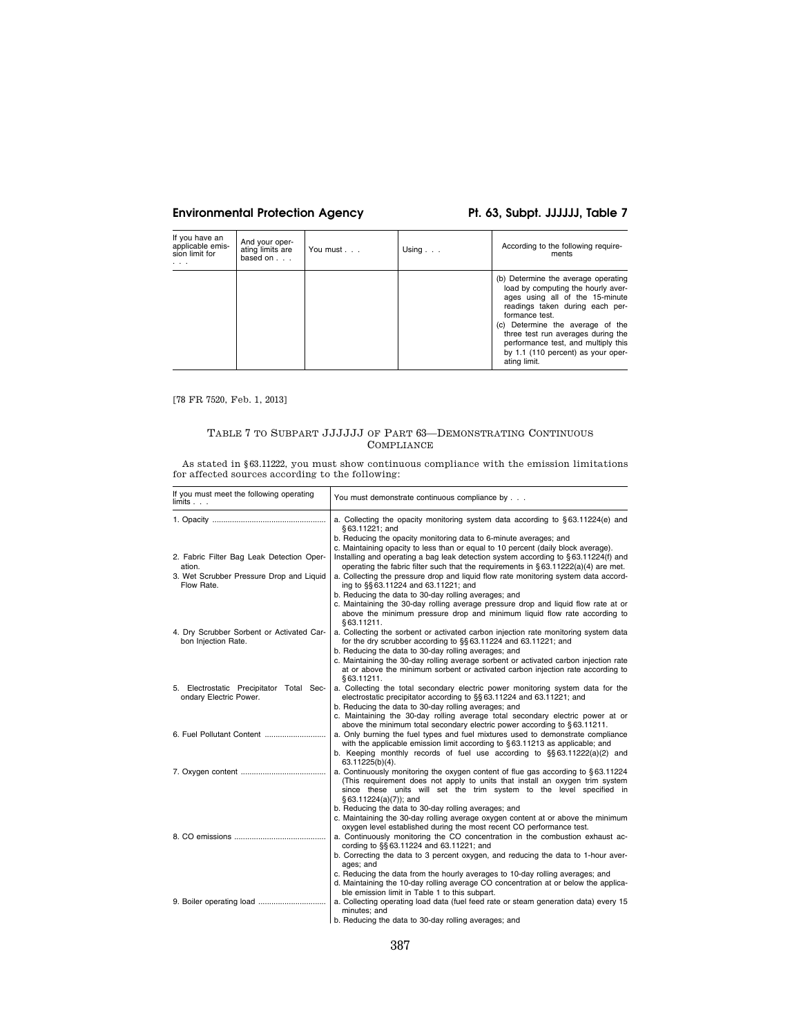| If you have an applicable emission limit for . . . | And your operating limits are based on . . . | You must . . . | Using . . . | According to the following requirements |
| --- | --- | --- | --- | --- |
| | | | | (b) Determine the average operating load by computing the hourly averages using all of the 15-minute readings taken during each performance test.<br>(c) Determine the average of the three test run averages during the performance test, and multiply this by 1.1 (110 percent) as your operating limit. |

[78 FR 7520, Feb. 1, 2013]

## TABLE 7 TO SUBPART JJJJJJ OF PART 63—DEMONSTRATING CONTINUOUS COMPLIANCE

As stated in §63.11222, you must show continuous compliance with the emission limitations for affected sources according to the following:

| If you must meet the following operating limits . . . | You must demonstrate continuous compliance by . . . |
| --- | --- |
| 1. Opacity | a. Collecting the opacity monitoring system data according to §63.11224(e) and §63.11221; and<br>b. Reducing the opacity monitoring data to 6-minute averages; and<br>c. Maintaining opacity to less than or equal to 10 percent (daily block average). |
| 2. Fabric Filter Bag Leak Detection Operation. | Installing and operating a bag leak detection system according to §63.11224(f) and operating the fabric filter such that the requirements in §63.11222(a)(4) are met. |
| 3. Wet Scrubber Pressure Drop and Liquid Flow Rate. | a. Collecting the pressure drop and liquid flow rate monitoring system data according to §§63.11224 and 63.11221; and<br>b. Reducing the data to 30-day rolling averages; and<br>c. Maintaining the 30-day rolling average pressure drop and liquid flow rate at or above the minimum pressure drop and minimum liquid flow rate according to §63.11211. |
| 4. Dry Scrubber Sorbent or Activated Carbon Injection Rate. | a. Collecting the sorbent or activated carbon injection rate monitoring system data for the dry scrubber according to §§63.11224 and 63.11221; and<br>b. Reducing the data to 30-day rolling averages; and<br>c. Maintaining the 30-day rolling average sorbent or activated carbon injection rate at or above the minimum sorbent or activated carbon injection rate according to §63.11211. |
| 5. Electrostatic Precipitator Total Secondary Electric Power. | a. Collecting the total secondary electric power monitoring system data for the electrostatic precipitator according to §§63.11224 and 63.11221; and<br>b. Reducing the data to 30-day rolling averages; and<br>c. Maintaining the 30-day rolling average total secondary electric power at or above the minimum total secondary electric power according to §63.11211. |
| 6. Fuel Pollutant Content | a. Only burning the fuel types and fuel mixtures used to demonstrate compliance with the applicable emission limit according to §63.11213 as applicable; and<br>b. Keeping monthly records of fuel use according to §§63.11222(a)(2) and 63.11225(b)(4). |
| 7. Oxygen content | a. Continuously monitoring the oxygen content of flue gas according to §63.11224 (This requirement does not apply to units that install an oxygen trim system since these units will set the trim system to the level specified in §63.11224(a)(7)); and<br>b. Reducing the data to 30-day rolling averages; and<br>c. Maintaining the 30-day rolling average oxygen content at or above the minimum oxygen level established during the most recent CO performance test. |
| 8. CO emissions | a. Continuously monitoring the CO concentration in the combustion exhaust according to §§63.11224 and 63.11221; and<br>b. Correcting the data to 3 percent oxygen, and reducing the data to 1-hour averages; and<br>c. Reducing the data from the hourly averages to 10-day rolling averages; and<br>d. Maintaining the 10-day rolling average CO concentration at or below the applicable emission limit in Table 1 to this subpart. |
| 9. Boiler operating load | a. Collecting operating load data (fuel feed rate or steam generation data) every 15 minutes; and<br>b. Reducing the data to 30-day rolling averages; and |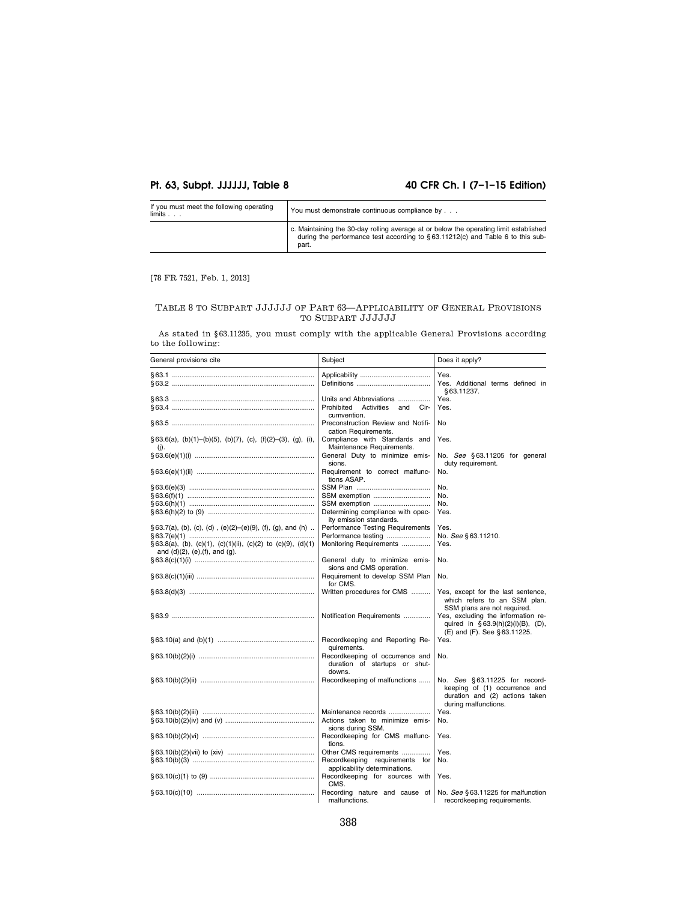| If you must meet the following operating limits . . . | You must demonstrate continuous compliance by . . . |
|---|---|
| | c. Maintaining the 30-day rolling average at or below the operating limit established during the performance test according to §63.11212(c) and Table 6 to this subpart. |

[78 FR 7521, Feb. 1, 2013]

## TABLE 8 TO SUBPART JJJJJJ OF PART 63—APPLICABILITY OF GENERAL PROVISIONS TO SUBPART JJJJJJ

As stated in §63.11235, you must comply with the applicable General Provisions according to the following:

| General provisions cite | Subject | Does it apply? |
|---|---|---|
| §63.1 | Applicability | Yes. |
| §63.2 | Definitions | Yes. Additional terms defined in §63.11237. |
| §63.3 | Units and Abbreviations | Yes. |
| §63.4 | Prohibited Activities and Circumvention. | Yes. |
| §63.5 | Preconstruction Review and Notification Requirements. | No |
| §63.6(a), (b)(1)–(b)(5), (b)(7), (c), (f)(2)–(3), (g), (i), (j). | Compliance with Standards and Maintenance Requirements. | Yes. |
| §63.6(e)(1)(i) | General Duty to minimize emissions. | No. *See* §63.11205 for general duty requirement. |
| §63.6(e)(1)(ii) | Requirement to correct malfunctions ASAP. | No. |
| §63.6(e)(3) | SSM Plan | No. |
| §63.6(f)(1) | SSM exemption | No. |
| §63.6(h)(1) | SSM exemption | No. |
| §63.6(h)(2) to (9) | Determining compliance with opacity emission standards. | Yes. |
| §63.7(a), (b), (c), (d) , (e)(2)–(e)(9), (f), (g), and (h) | Performance Testing Requirements | Yes. |
| §63.7(e)(1) | Performance testing | No. *See* §63.11210. |
| §63.8(a), (b), (c)(1), (c)(1)(ii), (c)(2) to (c)(9), (d)(1) and (d)(2), (e),(f), and (g). | Monitoring Requirements | Yes. |
| §63.8(c)(1)(i) | General duty to minimize emissions and CMS operation. | No. |
| §63.8(c)(1)(iii) | Requirement to develop SSM Plan for CMS. | No. |
| §63.8(d)(3) | Written procedures for CMS | Yes, except for the last sentence, which refers to an SSM plan. SSM plans are not required. |
| §63.9 | Notification Requirements | Yes, excluding the information required in §63.9(h)(2)(i)(B), (D), (E) and (F). See §63.11225. |
| §63.10(a) and (b)(1) | Recordkeeping and Reporting Requirements. | Yes. |
| §63.10(b)(2)(i) | Recordkeeping of occurrence and duration of startups or shutdowns. | No. |
| §63.10(b)(2)(ii) | Recordkeeping of malfunctions | No. *See* §63.11225 for recordkeeping of (1) occurrence and duration and (2) actions taken during malfunctions. |
| §63.10(b)(2)(iii) | Maintenance records | Yes. |
| §63.10(b)(2)(iv) and (v) | Actions taken to minimize emissions during SSM. | No. |
| §63.10(b)(2)(vi) | Recordkeeping for CMS malfunctions. | Yes. |
| §63.10(b)(2)(vii) to (xiv) | Other CMS requirements | Yes. |
| §63.10(b)(3) | Recordkeeping requirements for applicability determinations. | No. |
| §63.10(c)(1) to (9) | Recordkeeping for sources with CMS. | Yes. |
| §63.10(c)(10) | Recording nature and cause of malfunctions. | No. *See* §63.11225 for malfunction recordkeeping requirements. |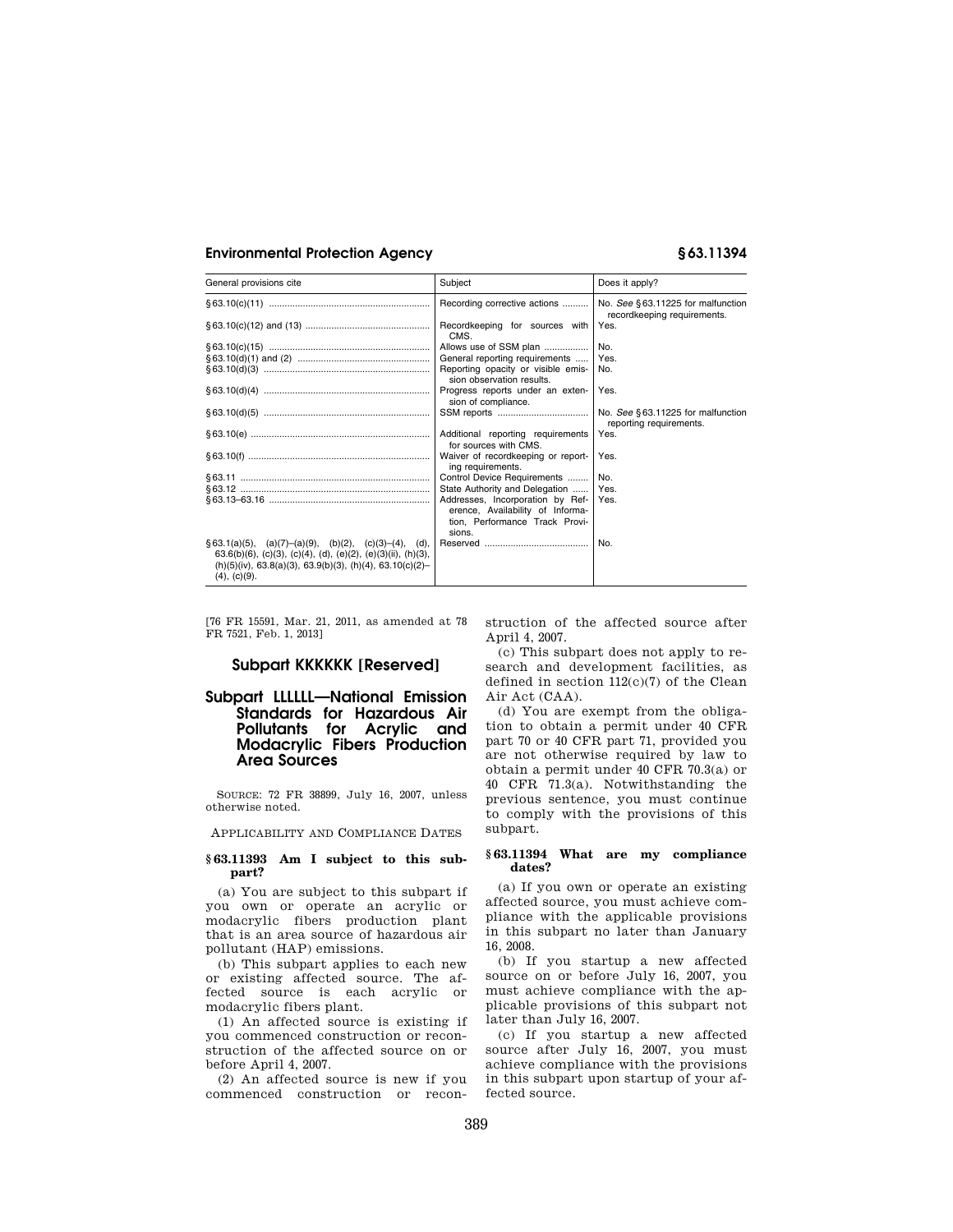| General provisions cite | Subject | Does it apply? |
|---|---|---|
| §63.10(c)(11) | Recording corrective actions | No. *See* §63.11225 for malfunction recordkeeping requirements. |
| §63.10(c)(12) and (13) | Recordkeeping for sources with CMS. | Yes. |
| §63.10(c)(15) | Allows use of SSM plan | No. |
| §63.10(d)(1) and (2) | General reporting requirements | Yes. |
| §63.10(d)(3) | Reporting opacity or visible emission observation results. | No. |
| §63.10(d)(4) | Progress reports under an extension of compliance. | Yes. |
| §63.10(d)(5) | SSM reports | No. *See* §63.11225 for malfunction reporting requirements. |
| §63.10(e) | Additional reporting requirements for sources with CMS. | Yes. |
| §63.10(f) | Waiver of recordkeeping or reporting requirements. | Yes. |
| §63.11 | Control Device Requirements | No. |
| §63.12 | State Authority and Delegation | Yes. |
| §63.13–63.16 | Addresses, Incorporation by Reference, Availability of Information, Performance Track Provisions. | Yes. |
| §63.1(a)(5), (a)(7)–(a)(9), (b)(2), (c)(3)–(4), (d), 63.6(b)(6), (c)(3), (c)(4), (d), (e)(2), (e)(3)(ii), (h)(3), (h)(5)(iv), 63.8(a)(3), 63.9(b)(3), (h)(4), 63.10(c)(2)–(4), (c)(9). | Reserved | No. |

[76 FR 15591, Mar. 21, 2011, as amended at 78 FR 7521, Feb. 1, 2013]

## Subpart KKKKKK [Reserved]

## Subpart LLLLLL—National Emission Standards for Hazardous Air Pollutants for Acrylic and Modacrylic Fibers Production Area Sources

SOURCE: 72 FR 38899, July 16, 2007, unless otherwise noted.

APPLICABILITY AND COMPLIANCE DATES

### §63.11393 Am I subject to this subpart?

(a) You are subject to this subpart if you own or operate an acrylic or modacrylic fibers production plant that is an area source of hazardous air pollutant (HAP) emissions.

(b) This subpart applies to each new or existing affected source. The affected source is each acrylic or modacrylic fibers plant.

(1) An affected source is existing if you commenced construction or reconstruction of the affected source on or before April 4, 2007.

(2) An affected source is new if you commenced construction or reconstruction of the affected source after April 4, 2007.

(c) This subpart does not apply to research and development facilities, as defined in section 112(c)(7) of the Clean Air Act (CAA).

(d) You are exempt from the obligation to obtain a permit under 40 CFR part 70 or 40 CFR part 71, provided you are not otherwise required by law to obtain a permit under 40 CFR 70.3(a) or 40 CFR 71.3(a). Notwithstanding the previous sentence, you must continue to comply with the provisions of this subpart.

### §63.11394 What are my compliance dates?

(a) If you own or operate an existing affected source, you must achieve compliance with the applicable provisions in this subpart no later than January 16, 2008.

(b) If you startup a new affected source on or before July 16, 2007, you must achieve compliance with the applicable provisions of this subpart not later than July 16, 2007.

(c) If you startup a new affected source after July 16, 2007, you must achieve compliance with the provisions in this subpart upon startup of your affected source.